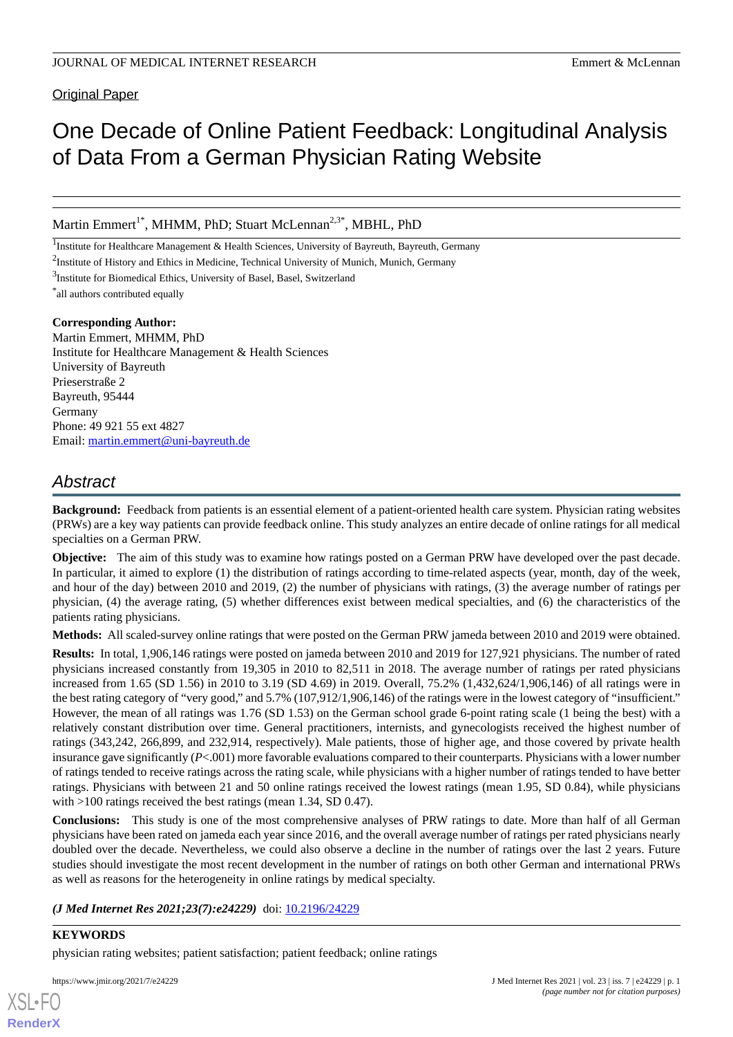Original Paper

# One Decade of Online Patient Feedback: Longitudinal Analysis of Data From a German Physician Rating Website

Martin Emmert[1*], MHMM, PhD; Stuart McLennan[2,3*], MBHL, PhD

[1]Institute for Healthcare Management & Health Sciences, University of Bayreuth, Bayreuth, Germany

[2]Institute of History and Ethics in Medicine, Technical University of Munich, Munich, Germany

[3]Institute for Biomedical Ethics, University of Basel, Basel, Switzerland

[*]all authors contributed equally

**Corresponding Author:**
Martin Emmert, MHMM, PhD
Institute for Healthcare Management & Health Sciences
University of Bayreuth
Prieserstraße 2
Bayreuth, 95444
Germany
Phone: 49 921 55 ext 4827
Email: martin.emmert@uni-bayreuth.de

## Abstract

**Background:** Feedback from patients is an essential element of a patient-oriented health care system. Physician rating websites (PRWs) are a key way patients can provide feedback online. This study analyzes an entire decade of online ratings for all medical specialties on a German PRW.

**Objective:** The aim of this study was to examine how ratings posted on a German PRW have developed over the past decade. In particular, it aimed to explore (1) the distribution of ratings according to time-related aspects (year, month, day of the week, and hour of the day) between 2010 and 2019, (2) the number of physicians with ratings, (3) the average number of ratings per physician, (4) the average rating, (5) whether differences exist between medical specialties, and (6) the characteristics of the patients rating physicians.

**Methods:** All scaled-survey online ratings that were posted on the German PRW jameda between 2010 and 2019 were obtained.

**Results:** In total, 1,906,146 ratings were posted on jameda between 2010 and 2019 for 127,921 physicians. The number of rated physicians increased constantly from 19,305 in 2010 to 82,511 in 2018. The average number of ratings per rated physicians increased from 1.65 (SD 1.56) in 2010 to 3.19 (SD 4.69) in 2019. Overall, 75.2% (1,432,624/1,906,146) of all ratings were in the best rating category of "very good," and 5.7% (107,912/1,906,146) of the ratings were in the lowest category of "insufficient." However, the mean of all ratings was 1.76 (SD 1.53) on the German school grade 6-point rating scale (1 being the best) with a relatively constant distribution over time. General practitioners, internists, and gynecologists received the highest number of ratings (343,242, 266,899, and 232,914, respectively). Male patients, those of higher age, and those covered by private health insurance gave significantly (*P*<.001) more favorable evaluations compared to their counterparts. Physicians with a lower number of ratings tended to receive ratings across the rating scale, while physicians with a higher number of ratings tended to have better ratings. Physicians with between 21 and 50 online ratings received the lowest ratings (mean 1.95, SD 0.84), while physicians with >100 ratings received the best ratings (mean 1.34, SD 0.47).

**Conclusions:** This study is one of the most comprehensive analyses of PRW ratings to date. More than half of all German physicians have been rated on jameda each year since 2016, and the overall average number of ratings per rated physicians nearly doubled over the decade. Nevertheless, we could also observe a decline in the number of ratings over the last 2 years. Future studies should investigate the most recent development in the number of ratings on both other German and international PRWs as well as reasons for the heterogeneity in online ratings by medical specialty.

***(J Med Internet Res 2021;23(7):e24229)*** doi: 10.2196/24229

**KEYWORDS**

physician rating websites; patient satisfaction; patient feedback; online ratings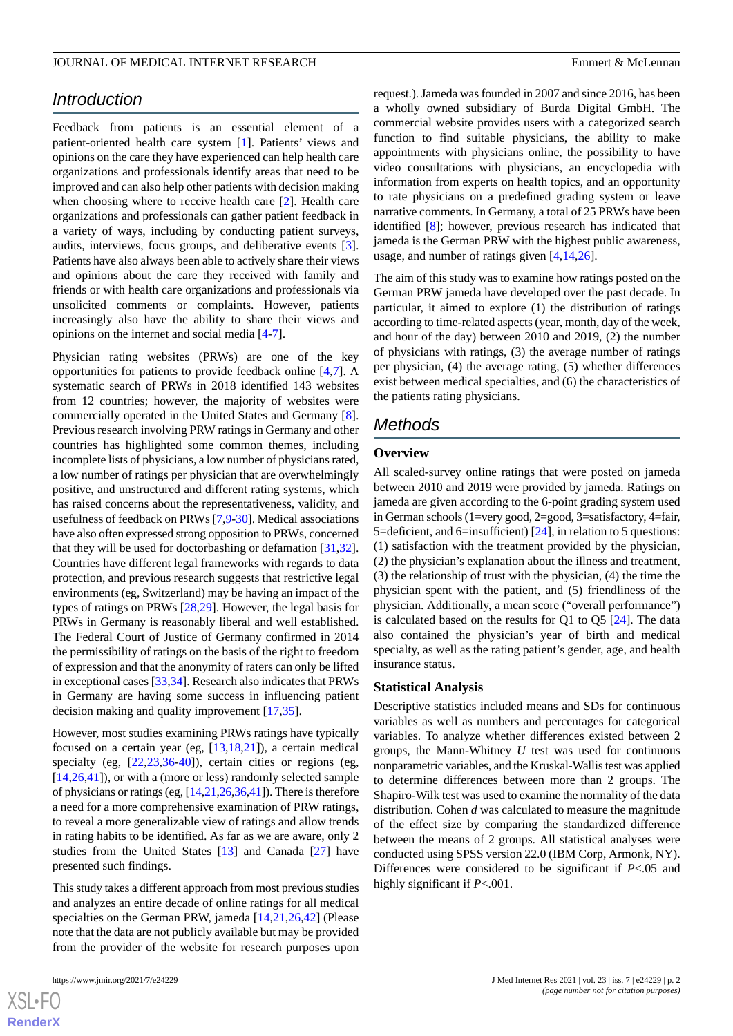## Introduction

Feedback from patients is an essential element of a patient-oriented health care system [1]. Patients' views and opinions on the care they have experienced can help health care organizations and professionals identify areas that need to be improved and can also help other patients with decision making when choosing where to receive health care [2]. Health care organizations and professionals can gather patient feedback in a variety of ways, including by conducting patient surveys, audits, interviews, focus groups, and deliberative events [3]. Patients have also always been able to actively share their views and opinions about the care they received with family and friends or with health care organizations and professionals via unsolicited comments or complaints. However, patients increasingly also have the ability to share their views and opinions on the internet and social media [4-7].

Physician rating websites (PRWs) are one of the key opportunities for patients to provide feedback online [4,7]. A systematic search of PRWs in 2018 identified 143 websites from 12 countries; however, the majority of websites were commercially operated in the United States and Germany [8]. Previous research involving PRW ratings in Germany and other countries has highlighted some common themes, including incomplete lists of physicians, a low number of physicians rated, a low number of ratings per physician that are overwhelmingly positive, and unstructured and different rating systems, which has raised concerns about the representativeness, validity, and usefulness of feedback on PRWs [7,9-30]. Medical associations have also often expressed strong opposition to PRWs, concerned that they will be used for doctorbashing or defamation [31,32]. Countries have different legal frameworks with regards to data protection, and previous research suggests that restrictive legal environments (eg, Switzerland) may be having an impact of the types of ratings on PRWs [28,29]. However, the legal basis for PRWs in Germany is reasonably liberal and well established. The Federal Court of Justice of Germany confirmed in 2014 the permissibility of ratings on the basis of the right to freedom of expression and that the anonymity of raters can only be lifted in exceptional cases [33,34]. Research also indicates that PRWs in Germany are having some success in influencing patient decision making and quality improvement [17,35].

However, most studies examining PRWs ratings have typically focused on a certain year (eg, [13,18,21]), a certain medical specialty (eg, [22,23,36-40]), certain cities or regions (eg, [14,26,41]), or with a (more or less) randomly selected sample of physicians or ratings (eg, [14,21,26,36,41]). There is therefore a need for a more comprehensive examination of PRW ratings, to reveal a more generalizable view of ratings and allow trends in rating habits to be identified. As far as we are aware, only 2 studies from the United States [13] and Canada [27] have presented such findings.

This study takes a different approach from most previous studies and analyzes an entire decade of online ratings for all medical specialties on the German PRW, jameda [14,21,26,42] (Please note that the data are not publicly available but may be provided from the provider of the website for research purposes upon request.). Jameda was founded in 2007 and since 2016, has been a wholly owned subsidiary of Burda Digital GmbH. The commercial website provides users with a categorized search function to find suitable physicians, the ability to make appointments with physicians online, the possibility to have video consultations with physicians, an encyclopedia with information from experts on health topics, and an opportunity to rate physicians on a predefined grading system or leave narrative comments. In Germany, a total of 25 PRWs have been identified [8]; however, previous research has indicated that jameda is the German PRW with the highest public awareness, usage, and number of ratings given [4,14,26].

The aim of this study was to examine how ratings posted on the German PRW jameda have developed over the past decade. In particular, it aimed to explore (1) the distribution of ratings according to time-related aspects (year, month, day of the week, and hour of the day) between 2010 and 2019, (2) the number of physicians with ratings, (3) the average number of ratings per physician, (4) the average rating, (5) whether differences exist between medical specialties, and (6) the characteristics of the patients rating physicians.

## Methods

### Overview

All scaled-survey online ratings that were posted on jameda between 2010 and 2019 were provided by jameda. Ratings on jameda are given according to the 6-point grading system used in German schools (1=very good, 2=good, 3=satisfactory, 4=fair, 5=deficient, and 6=insufficient) [24], in relation to 5 questions: (1) satisfaction with the treatment provided by the physician, (2) the physician's explanation about the illness and treatment, (3) the relationship of trust with the physician, (4) the time the physician spent with the patient, and (5) friendliness of the physician. Additionally, a mean score ("overall performance") is calculated based on the results for Q1 to Q5 [24]. The data also contained the physician's year of birth and medical specialty, as well as the rating patient's gender, age, and health insurance status.

### Statistical Analysis

Descriptive statistics included means and SDs for continuous variables as well as numbers and percentages for categorical variables. To analyze whether differences existed between 2 groups, the Mann-Whitney *U* test was used for continuous nonparametric variables, and the Kruskal-Wallis test was applied to determine differences between more than 2 groups. The Shapiro-Wilk test was used to examine the normality of the data distribution. Cohen *d* was calculated to measure the magnitude of the effect size by comparing the standardized difference between the means of 2 groups. All statistical analyses were conducted using SPSS version 22.0 (IBM Corp, Armonk, NY). Differences were considered to be significant if $P<.05$ and highly significant if $P<.001$.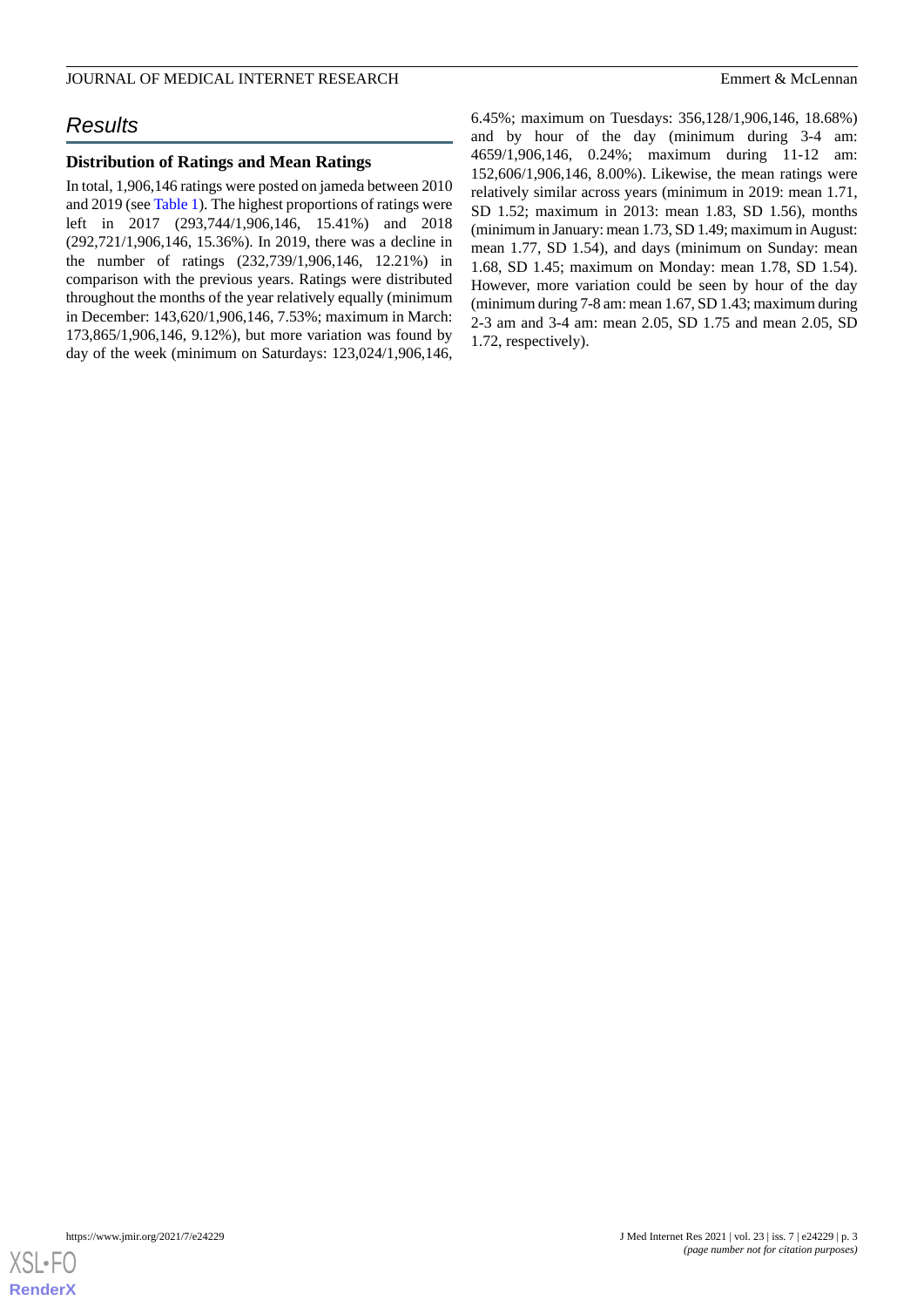## Results

### Distribution of Ratings and Mean Ratings

In total, 1,906,146 ratings were posted on jameda between 2010 and 2019 (see Table 1). The highest proportions of ratings were left in 2017 (293,744/1,906,146, 15.41%) and 2018 (292,721/1,906,146, 15.36%). In 2019, there was a decline in the number of ratings (232,739/1,906,146, 12.21%) in comparison with the previous years. Ratings were distributed throughout the months of the year relatively equally (minimum in December: 143,620/1,906,146, 7.53%; maximum in March: 173,865/1,906,146, 9.12%), but more variation was found by day of the week (minimum on Saturdays: 123,024/1,906,146, 6.45%; maximum on Tuesdays: 356,128/1,906,146, 18.68%) and by hour of the day (minimum during 3-4 am: 4659/1,906,146, 0.24%; maximum during 11-12 am: 152,606/1,906,146, 8.00%). Likewise, the mean ratings were relatively similar across years (minimum in 2019: mean 1.71, SD 1.52; maximum in 2013: mean 1.83, SD 1.56), months (minimum in January: mean 1.73, SD 1.49; maximum in August: mean 1.77, SD 1.54), and days (minimum on Sunday: mean 1.68, SD 1.45; maximum on Monday: mean 1.78, SD 1.54). However, more variation could be seen by hour of the day (minimum during 7-8 am: mean 1.67, SD 1.43; maximum during 2-3 am and 3-4 am: mean 2.05, SD 1.75 and mean 2.05, SD 1.72, respectively).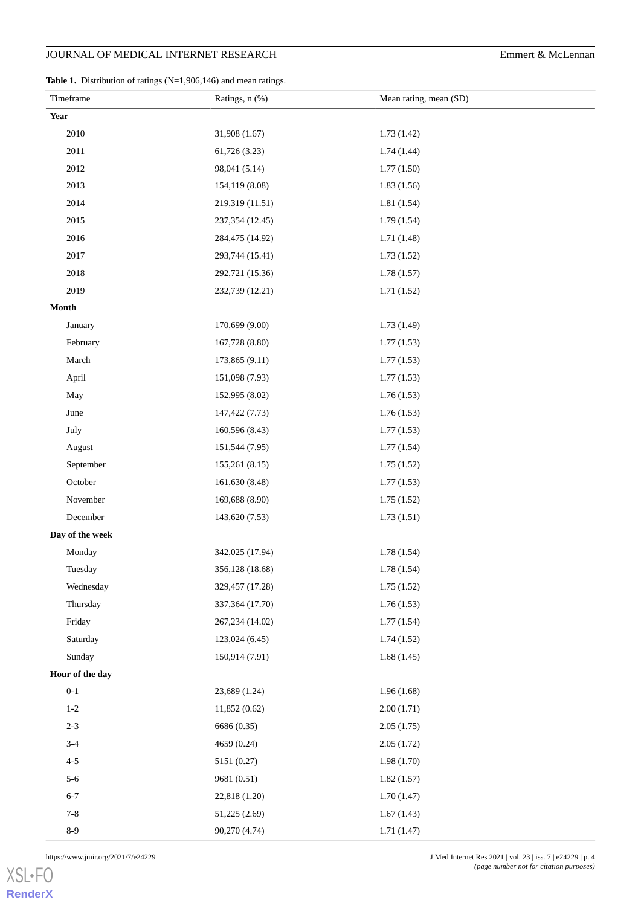**Table 1.** Distribution of ratings (N=1,906,146) and mean ratings.

| Timeframe | Ratings, n (%) | Mean rating, mean (SD) |
|---|---|---|
| **Year** | | |
| 2010 | 31,908 (1.67) | 1.73 (1.42) |
| 2011 | 61,726 (3.23) | 1.74 (1.44) |
| 2012 | 98,041 (5.14) | 1.77 (1.50) |
| 2013 | 154,119 (8.08) | 1.83 (1.56) |
| 2014 | 219,319 (11.51) | 1.81 (1.54) |
| 2015 | 237,354 (12.45) | 1.79 (1.54) |
| 2016 | 284,475 (14.92) | 1.71 (1.48) |
| 2017 | 293,744 (15.41) | 1.73 (1.52) |
| 2018 | 292,721 (15.36) | 1.78 (1.57) |
| 2019 | 232,739 (12.21) | 1.71 (1.52) |
| **Month** | | |
| January | 170,699 (9.00) | 1.73 (1.49) |
| February | 167,728 (8.80) | 1.77 (1.53) |
| March | 173,865 (9.11) | 1.77 (1.53) |
| April | 151,098 (7.93) | 1.77 (1.53) |
| May | 152,995 (8.02) | 1.76 (1.53) |
| June | 147,422 (7.73) | 1.76 (1.53) |
| July | 160,596 (8.43) | 1.77 (1.53) |
| August | 151,544 (7.95) | 1.77 (1.54) |
| September | 155,261 (8.15) | 1.75 (1.52) |
| October | 161,630 (8.48) | 1.77 (1.53) |
| November | 169,688 (8.90) | 1.75 (1.52) |
| December | 143,620 (7.53) | 1.73 (1.51) |
| **Day of the week** | | |
| Monday | 342,025 (17.94) | 1.78 (1.54) |
| Tuesday | 356,128 (18.68) | 1.78 (1.54) |
| Wednesday | 329,457 (17.28) | 1.75 (1.52) |
| Thursday | 337,364 (17.70) | 1.76 (1.53) |
| Friday | 267,234 (14.02) | 1.77 (1.54) |
| Saturday | 123,024 (6.45) | 1.74 (1.52) |
| Sunday | 150,914 (7.91) | 1.68 (1.45) |
| **Hour of the day** | | |
| 0-1 | 23,689 (1.24) | 1.96 (1.68) |
| 1-2 | 11,852 (0.62) | 2.00 (1.71) |
| 2-3 | 6686 (0.35) | 2.05 (1.75) |
| 3-4 | 4659 (0.24) | 2.05 (1.72) |
| 4-5 | 5151 (0.27) | 1.98 (1.70) |
| 5-6 | 9681 (0.51) | 1.82 (1.57) |
| 6-7 | 22,818 (1.20) | 1.70 (1.47) |
| 7-8 | 51,225 (2.69) | 1.67 (1.43) |
| 8-9 | 90,270 (4.74) | 1.71 (1.47) |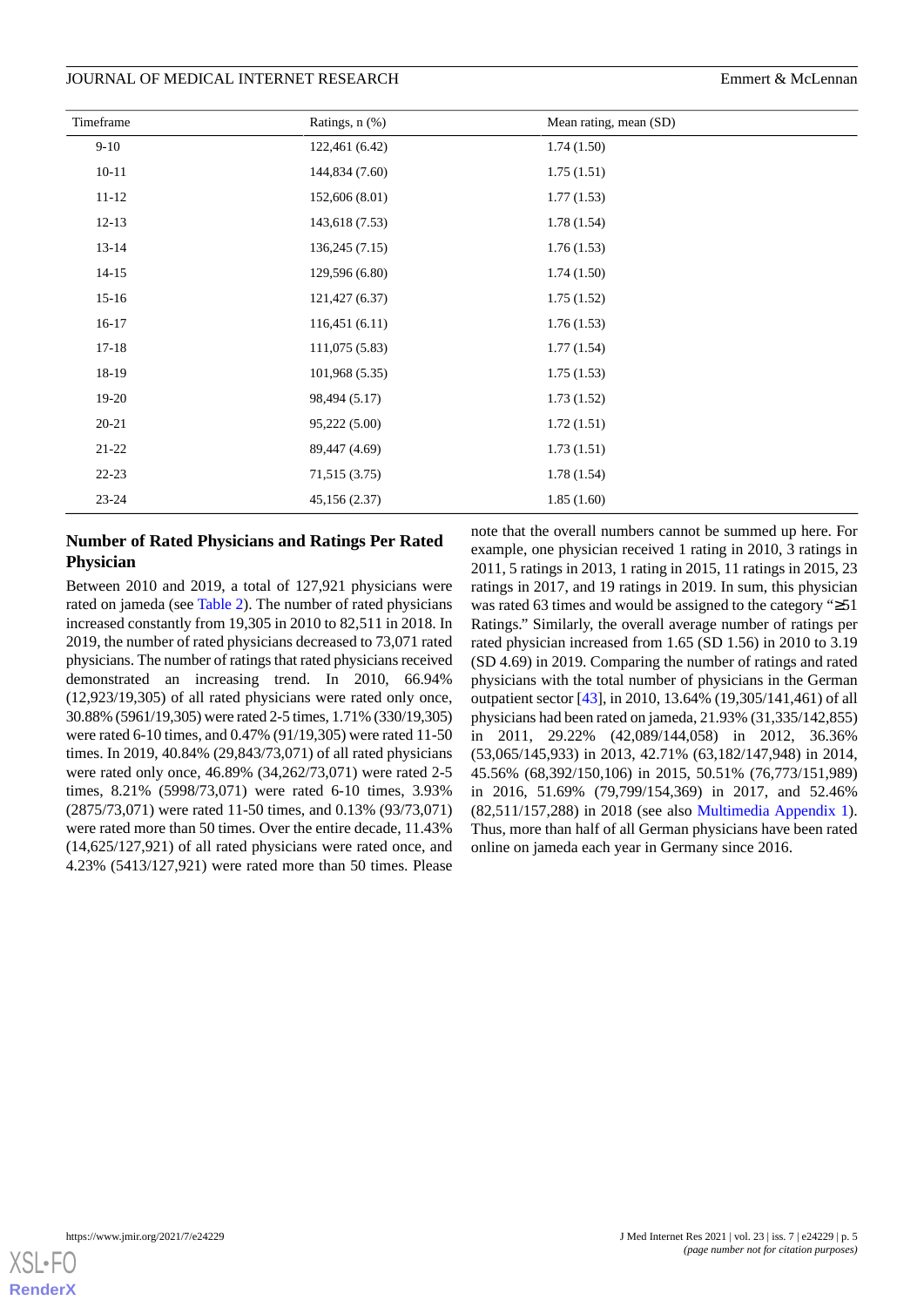| Timeframe | Ratings, n (%) | Mean rating, mean (SD) |
| --- | --- | --- |
| 9-10 | 122,461 (6.42) | 1.74 (1.50) |
| 10-11 | 144,834 (7.60) | 1.75 (1.51) |
| 11-12 | 152,606 (8.01) | 1.77 (1.53) |
| 12-13 | 143,618 (7.53) | 1.78 (1.54) |
| 13-14 | 136,245 (7.15) | 1.76 (1.53) |
| 14-15 | 129,596 (6.80) | 1.74 (1.50) |
| 15-16 | 121,427 (6.37) | 1.75 (1.52) |
| 16-17 | 116,451 (6.11) | 1.76 (1.53) |
| 17-18 | 111,075 (5.83) | 1.77 (1.54) |
| 18-19 | 101,968 (5.35) | 1.75 (1.53) |
| 19-20 | 98,494 (5.17) | 1.73 (1.52) |
| 20-21 | 95,222 (5.00) | 1.72 (1.51) |
| 21-22 | 89,447 (4.69) | 1.73 (1.51) |
| 22-23 | 71,515 (3.75) | 1.78 (1.54) |
| 23-24 | 45,156 (2.37) | 1.85 (1.60) |

### Number of Rated Physicians and Ratings Per Rated Physician

Between 2010 and 2019, a total of 127,921 physicians were rated on jameda (see Table 2). The number of rated physicians increased constantly from 19,305 in 2010 to 82,511 in 2018. In 2019, the number of rated physicians decreased to 73,071 rated physicians. The number of ratings that rated physicians received demonstrated an increasing trend. In 2010, 66.94% (12,923/19,305) of all rated physicians were rated only once, 30.88% (5961/19,305) were rated 2-5 times, 1.71% (330/19,305) were rated 6-10 times, and 0.47% (91/19,305) were rated 11-50 times. In 2019, 40.84% (29,843/73,071) of all rated physicians were rated only once, 46.89% (34,262/73,071) were rated 2-5 times, 8.21% (5998/73,071) were rated 6-10 times, 3.93% (2875/73,071) were rated 11-50 times, and 0.13% (93/73,071) were rated more than 50 times. Over the entire decade, 11.43% (14,625/127,921) of all rated physicians were rated once, and 4.23% (5413/127,921) were rated more than 50 times. Please note that the overall numbers cannot be summed up here. For example, one physician received 1 rating in 2010, 3 ratings in 2011, 5 ratings in 2013, 1 rating in 2015, 11 ratings in 2015, 23 ratings in 2017, and 19 ratings in 2019. In sum, this physician was rated 63 times and would be assigned to the category "≥51 Ratings." Similarly, the overall average number of ratings per rated physician increased from 1.65 (SD 1.56) in 2010 to 3.19 (SD 4.69) in 2019. Comparing the number of ratings and rated physicians with the total number of physicians in the German outpatient sector [43], in 2010, 13.64% (19,305/141,461) of all physicians had been rated on jameda, 21.93% (31,335/142,855) in 2011, 29.22% (42,089/144,058) in 2012, 36.36% (53,065/145,933) in 2013, 42.71% (63,182/147,948) in 2014, 45.56% (68,392/150,106) in 2015, 50.51% (76,773/151,989) in 2016, 51.69% (79,799/154,369) in 2017, and 52.46% (82,511/157,288) in 2018 (see also Multimedia Appendix 1). Thus, more than half of all German physicians have been rated online on jameda each year in Germany since 2016.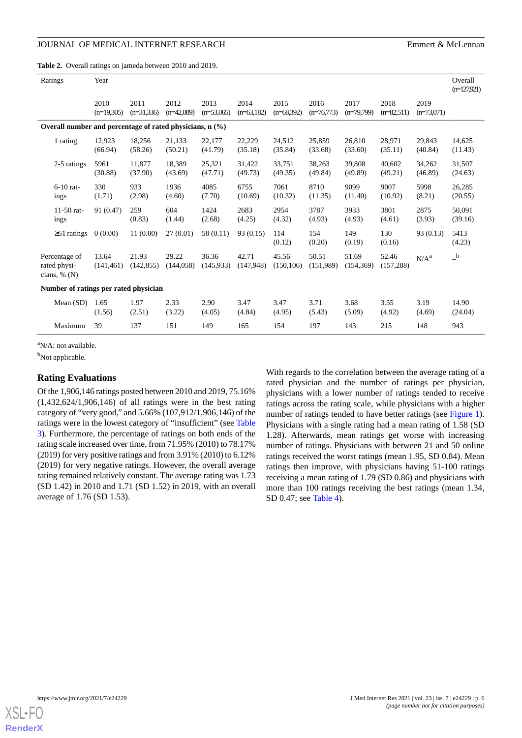**Table 2.** Overall ratings on jameda between 2010 and 2019.

| Ratings | Year | | | | | | | | | | Overall (n=127,921) |
|---|---|---|---|---|---|---|---|---|---|---|---|
| | 2010 (n=19,305) | 2011 (n=31,336) | 2012 (n=42,089) | 2013 (n=53,065) | 2014 (n=63,182) | 2015 (n=68,392) | 2016 (n=76,773) | 2017 (n=79,799) | 2018 (n=82,511) | 2019 (n=73,071) | |
| **Overall number and percentage of rated physicians, n (%)** | | | | | | | | | | | |
| 1 rating | 12,923 (66.94) | 18,256 (58.26) | 21,133 (50.21) | 22,177 (41.79) | 22,229 (35.18) | 24,512 (35.84) | 25,859 (33.68) | 26,810 (33.60) | 28,971 (35.11) | 29,843 (40.84) | 14,625 (11.43) |
| 2-5 ratings | 5961 (30.88) | 11,877 (37.90) | 18,389 (43.69) | 25,321 (47.71) | 31,422 (49.73) | 33,751 (49.35) | 38,263 (49.84) | 39,808 (49.89) | 40,602 (49.21) | 34,262 (46.89) | 31,507 (24.63) |
| 6-10 ratings | 330 (1.71) | 933 (2.98) | 1936 (4.60) | 4085 (7.70) | 6755 (10.69) | 7061 (10.32) | 8710 (11.35) | 9099 (11.40) | 9007 (10.92) | 5998 (8.21) | 26,285 (20.55) |
| 11-50 ratings | 91 (0.47) | 259 (0.83) | 604 (1.44) | 1424 (2.68) | 2683 (4.25) | 2954 (4.32) | 3787 (4.93) | 3933 (4.93) | 3801 (4.61) | 2875 (3.93) | 50,091 (39.16) |
| ≥51 ratings | 0 (0.00) | 11 (0.00) | 27 (0.01) | 58 (0.11) | 93 (0.15) | 114 (0.12) | 154 (0.20) | 149 (0.19) | 130 (0.16) | 93 (0.13) | 5413 (4.23) |
| Percentage of rated physicians, % (N) | 13.64 (141,461) | 21.93 (142,855) | 29.22 (144,058) | 36.36 (145,933) | 42.71 (147,948) | 45.56 (150,106) | 50.51 (151,989) | 51.69 (154,369) | 52.46 (157,288) | N/A[a] | _[b] |
| **Number of ratings per rated physician** | | | | | | | | | | | |
| Mean (SD) | 1.65 (1.56) | 1.97 (2.51) | 2.33 (3.22) | 2.90 (4.05) | 3.47 (4.84) | 3.47 (4.95) | 3.71 (5.43) | 3.68 (5.09) | 3.55 (4.92) | 3.19 (4.69) | 14.90 (24.04) |
| Maximum | 39 | 137 | 151 | 149 | 165 | 154 | 197 | 143 | 215 | 148 | 943 |

[a]N/A: not available.

[b]Not applicable.

### Rating Evaluations

Of the 1,906,146 ratings posted between 2010 and 2019, 75.16% (1,432,624/1,906,146) of all ratings were in the best rating category of "very good," and 5.66% (107,912/1,906,146) of the ratings were in the lowest category of "insufficient" (see Table 3). Furthermore, the percentage of ratings on both ends of the rating scale increased over time, from 71.95% (2010) to 78.17% (2019) for very positive ratings and from 3.91% (2010) to 6.12% (2019) for very negative ratings. However, the overall average rating remained relatively constant. The average rating was 1.73 (SD 1.42) in 2010 and 1.71 (SD 1.52) in 2019, with an overall average of 1.76 (SD 1.53).

With regards to the correlation between the average rating of a rated physician and the number of ratings per physician, physicians with a lower number of ratings tended to receive ratings across the rating scale, while physicians with a higher number of ratings tended to have better ratings (see Figure 1). Physicians with a single rating had a mean rating of 1.58 (SD 1.28). Afterwards, mean ratings get worse with increasing number of ratings. Physicians with between 21 and 50 online ratings received the worst ratings (mean 1.95, SD 0.84). Mean ratings then improve, with physicians having 51-100 ratings receiving a mean rating of 1.79 (SD 0.86) and physicians with more than 100 ratings receiving the best ratings (mean 1.34, SD 0.47; see Table 4).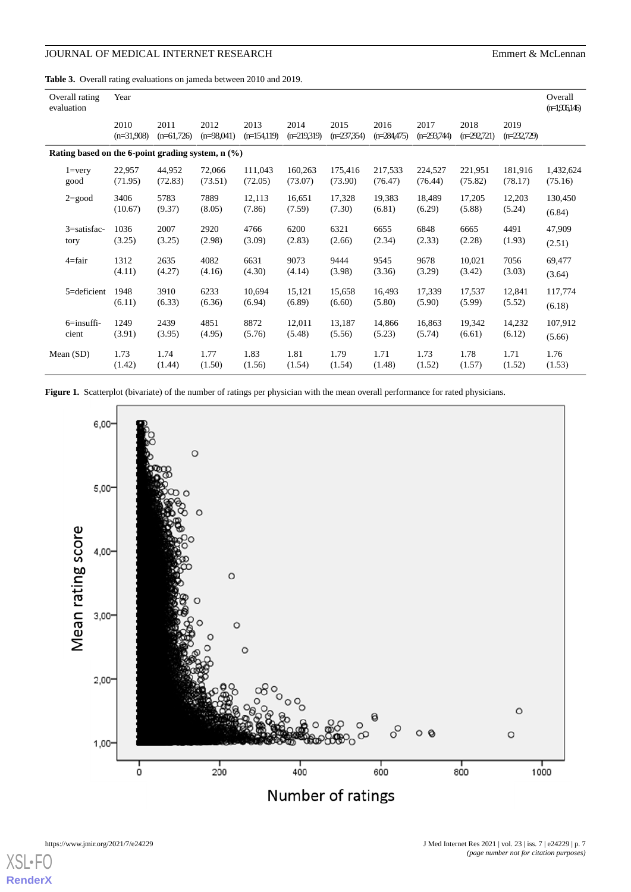**Table 3.** Overall rating evaluations on jameda between 2010 and 2019.

| Overall rating evaluation | Year | | | | | | | | | | Overall (n=1,906,146) |
|---|---|---|---|---|---|---|---|---|---|---|---|
| | 2010 (n=31,908) | 2011 (n=61,726) | 2012 (n=98,041) | 2013 (n=154,119) | 2014 (n=219,319) | 2015 (n=237,354) | 2016 (n=284,475) | 2017 (n=293,744) | 2018 (n=292,721) | 2019 (n=232,729) | |
| **Rating based on the 6-point grading system, n (%)** | | | | | | | | | | | |
| 1=very good | 22,957 (71.95) | 44,952 (72.83) | 72,066 (73.51) | 111,043 (72.05) | 160,263 (73.07) | 175,416 (73.90) | 217,533 (76.47) | 224,527 (76.44) | 221,951 (75.82) | 181,916 (78.17) | 1,432,624 (75.16) |
| 2=good | 3406 (10.67) | 5783 (9.37) | 7889 (8.05) | 12,113 (7.86) | 16,651 (7.59) | 17,328 (7.30) | 19,383 (6.81) | 18,489 (6.29) | 17,205 (5.88) | 12,203 (5.24) | 130,450 (6.84) |
| 3=satisfactory | 1036 (3.25) | 2007 (3.25) | 2920 (2.98) | 4766 (3.09) | 6200 (2.83) | 6321 (2.66) | 6655 (2.34) | 6848 (2.33) | 6665 (2.28) | 4491 (1.93) | 47,909 (2.51) |
| 4=fair | 1312 (4.11) | 2635 (4.27) | 4082 (4.16) | 6631 (4.30) | 9073 (4.14) | 9444 (3.98) | 9545 (3.36) | 9678 (3.29) | 10,021 (3.42) | 7056 (3.03) | 69,477 (3.64) |
| 5=deficient | 1948 (6.11) | 3910 (6.33) | 6233 (6.36) | 10,694 (6.94) | 15,121 (6.89) | 15,658 (6.60) | 16,493 (5.80) | 17,339 (5.90) | 17,537 (5.99) | 12,841 (5.52) | 117,774 (6.18) |
| 6=insufficient | 1249 (3.91) | 2439 (3.95) | 4851 (4.95) | 8872 (5.76) | 12,011 (5.48) | 13,187 (5.56) | 14,866 (5.23) | 16,863 (5.74) | 19,342 (6.61) | 14,232 (6.12) | 107,912 (5.66) |
| Mean (SD) | 1.73 (1.42) | 1.74 (1.44) | 1.77 (1.50) | 1.83 (1.56) | 1.81 (1.54) | 1.79 (1.54) | 1.71 (1.48) | 1.73 (1.52) | 1.78 (1.57) | 1.71 (1.52) | 1.76 (1.53) |

**Figure 1.** Scatterplot (bivariate) of the number of ratings per physician with the mean overall performance for rated physicians.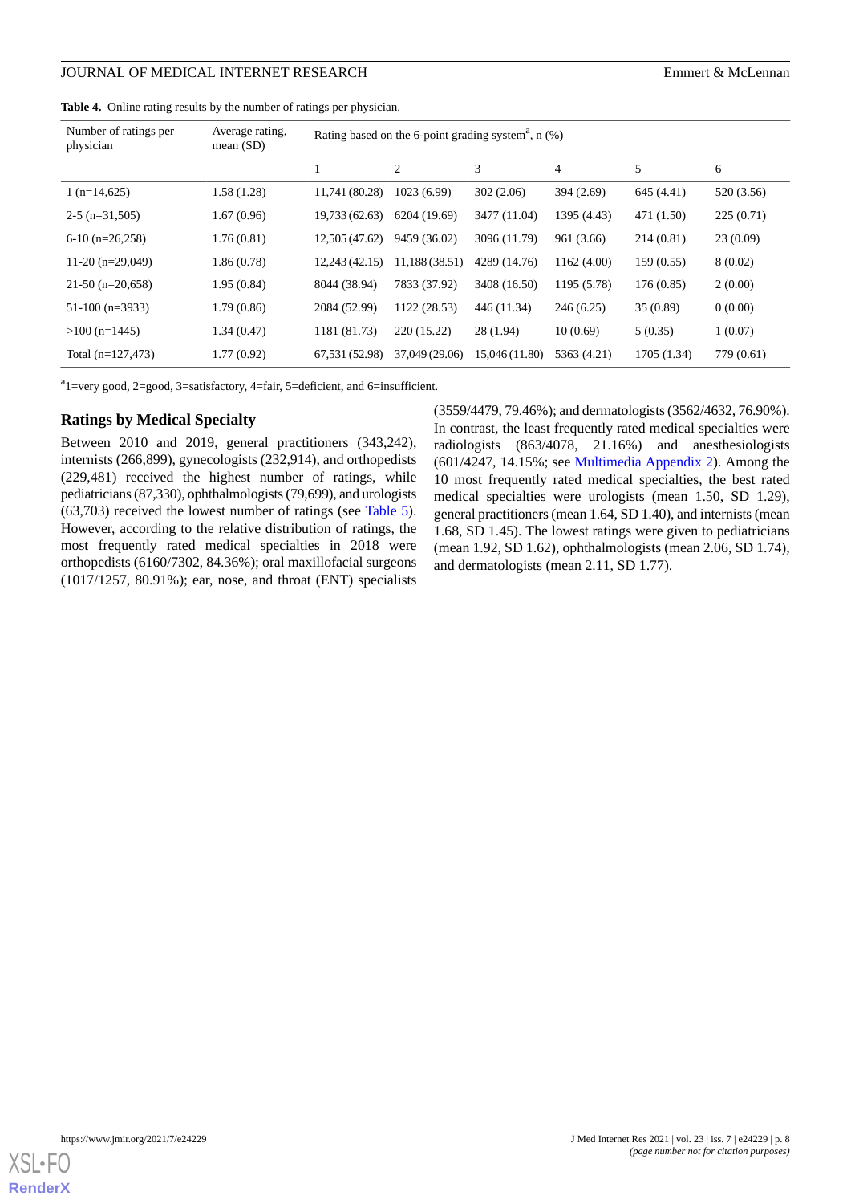**Table 4.** Online rating results by the number of ratings per physician.

| Number of ratings per physician | Average rating, mean (SD) | Rating based on the 6-point grading system[a], n (%) | | | | | |
|---|---|---|---|---|---|---|---|
| | | 1 | 2 | 3 | 4 | 5 | 6 |
| 1 (n=14,625) | 1.58 (1.28) | 11,741 (80.28) | 1023 (6.99) | 302 (2.06) | 394 (2.69) | 645 (4.41) | 520 (3.56) |
| 2-5 (n=31,505) | 1.67 (0.96) | 19,733 (62.63) | 6204 (19.69) | 3477 (11.04) | 1395 (4.43) | 471 (1.50) | 225 (0.71) |
| 6-10 (n=26,258) | 1.76 (0.81) | 12,505 (47.62) | 9459 (36.02) | 3096 (11.79) | 961 (3.66) | 214 (0.81) | 23 (0.09) |
| 11-20 (n=29,049) | 1.86 (0.78) | 12,243 (42.15) | 11,188 (38.51) | 4289 (14.76) | 1162 (4.00) | 159 (0.55) | 8 (0.02) |
| 21-50 (n=20,658) | 1.95 (0.84) | 8044 (38.94) | 7833 (37.92) | 3408 (16.50) | 1195 (5.78) | 176 (0.85) | 2 (0.00) |
| 51-100 (n=3933) | 1.79 (0.86) | 2084 (52.99) | 1122 (28.53) | 446 (11.34) | 246 (6.25) | 35 (0.89) | 0 (0.00) |
| >100 (n=1445) | 1.34 (0.47) | 1181 (81.73) | 220 (15.22) | 28 (1.94) | 10 (0.69) | 5 (0.35) | 1 (0.07) |
| Total (n=127,473) | 1.77 (0.92) | 67,531 (52.98) | 37,049 (29.06) | 15,046 (11.80) | 5363 (4.21) | 1705 (1.34) | 779 (0.61) |

[a]1=very good, 2=good, 3=satisfactory, 4=fair, 5=deficient, and 6=insufficient.

## Ratings by Medical Specialty

Between 2010 and 2019, general practitioners (343,242), internists (266,899), gynecologists (232,914), and orthopedists (229,481) received the highest number of ratings, while pediatricians (87,330), ophthalmologists (79,699), and urologists (63,703) received the lowest number of ratings (see Table 5). However, according to the relative distribution of ratings, the most frequently rated medical specialties in 2018 were orthopedists (6160/7302, 84.36%); oral maxillofacial surgeons (1017/1257, 80.91%); ear, nose, and throat (ENT) specialists (3559/4479, 79.46%); and dermatologists (3562/4632, 76.90%). In contrast, the least frequently rated medical specialties were radiologists (863/4078, 21.16%) and anesthesiologists (601/4247, 14.15%; see Multimedia Appendix 2). Among the 10 most frequently rated medical specialties, the best rated medical specialties were urologists (mean 1.50, SD 1.29), general practitioners (mean 1.64, SD 1.40), and internists (mean 1.68, SD 1.45). The lowest ratings were given to pediatricians (mean 1.92, SD 1.62), ophthalmologists (mean 2.06, SD 1.74), and dermatologists (mean 2.11, SD 1.77).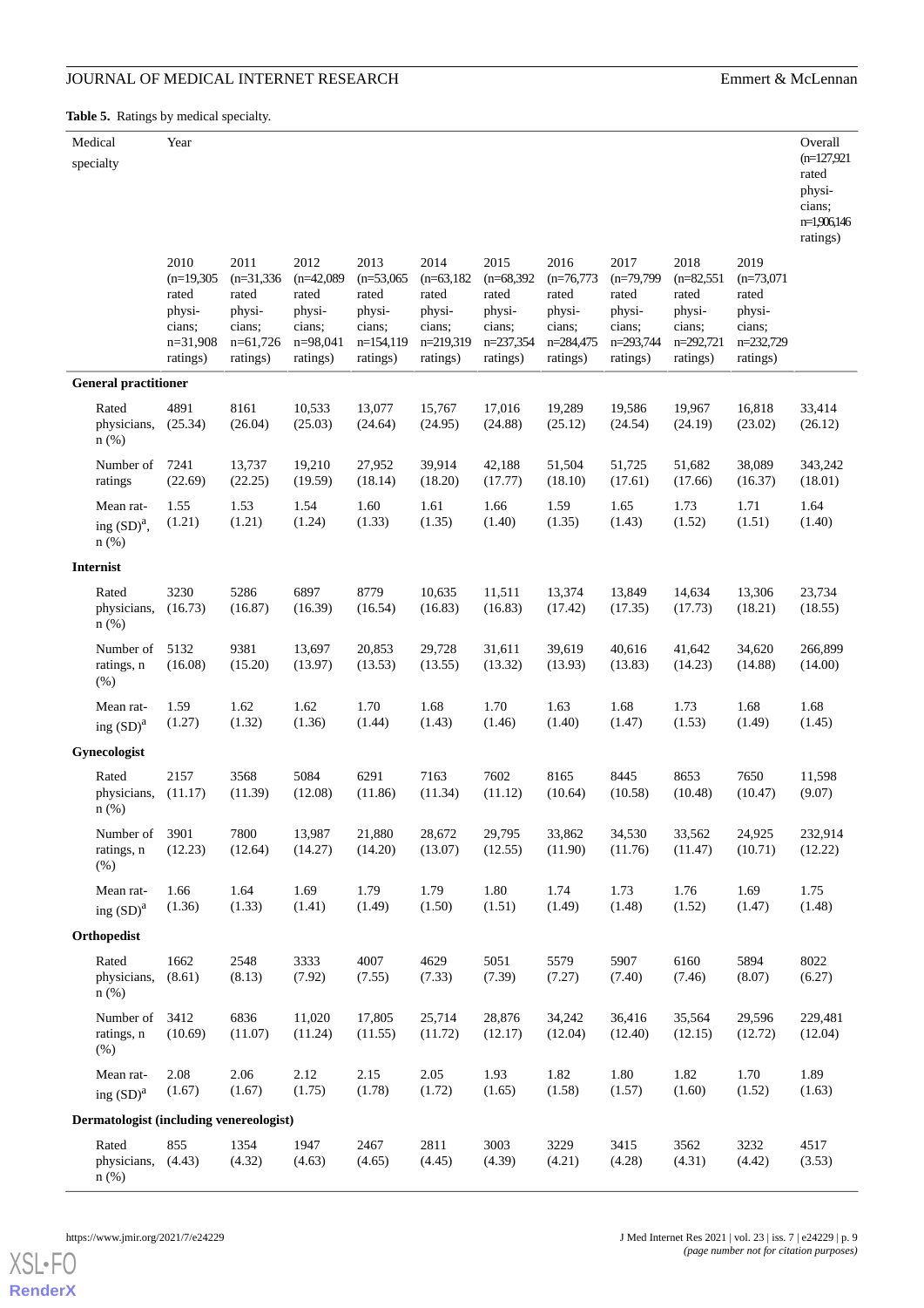**Table 5.** Ratings by medical specialty.

| Medical specialty | Year | | | | | | | | | | Overall (n=127,921 rated physicians; n=1,906,146 ratings) |
|---|---|---|---|---|---|---|---|---|---|---|---|
| | 2010 (n=19,305 rated physicians; n=31,908 ratings) | 2011 (n=31,336 rated physicians; n=61,726 ratings) | 2012 (n=42,089 rated physicians; n=98,041 ratings) | 2013 (n=53,065 rated physicians; n=154,119 ratings) | 2014 (n=63,182 rated physicians; n=219,319 ratings) | 2015 (n=68,392 rated physicians; n=237,354 ratings) | 2016 (n=76,773 rated physicians; n=284,475 ratings) | 2017 (n=79,799 rated physicians; n=293,744 ratings) | 2018 (n=82,551 rated physicians; n=292,721 ratings) | 2019 (n=73,071 rated physicians; n=232,729 ratings) | |
| **General practitioner** | | | | | | | | | | | |
| Rated physicians, n (%) | 4891 (25.34) | 8161 (26.04) | 10,533 (25.03) | 13,077 (24.64) | 15,767 (24.95) | 17,016 (24.88) | 19,289 (25.12) | 19,586 (24.54) | 19,967 (24.19) | 16,818 (23.02) | 33,414 (26.12) |
| Number of ratings | 7241 (22.69) | 13,737 (22.25) | 19,210 (19.59) | 27,952 (18.14) | 39,914 (18.20) | 42,188 (17.77) | 51,504 (18.10) | 51,725 (17.61) | 51,682 (17.66) | 38,089 (16.37) | 343,242 (18.01) |
| Mean rating (SD)[a], n (%) | 1.55 (1.21) | 1.53 (1.21) | 1.54 (1.24) | 1.60 (1.33) | 1.61 (1.35) | 1.66 (1.40) | 1.59 (1.35) | 1.65 (1.43) | 1.73 (1.52) | 1.71 (1.51) | 1.64 (1.40) |
| **Internist** | | | | | | | | | | | |
| Rated physicians, n (%) | 3230 (16.73) | 5286 (16.87) | 6897 (16.39) | 8779 (16.54) | 10,635 (16.83) | 11,511 (16.83) | 13,374 (17.42) | 13,849 (17.35) | 14,634 (17.73) | 13,306 (18.21) | 23,734 (18.55) |
| Number of ratings, n (%) | 5132 (16.08) | 9381 (15.20) | 13,697 (13.97) | 20,853 (13.53) | 29,728 (13.55) | 31,611 (13.32) | 39,619 (13.93) | 40,616 (13.83) | 41,642 (14.23) | 34,620 (14.88) | 266,899 (14.00) |
| Mean rating (SD)[a] | 1.59 (1.27) | 1.62 (1.32) | 1.62 (1.36) | 1.70 (1.44) | 1.68 (1.43) | 1.70 (1.46) | 1.63 (1.40) | 1.68 (1.47) | 1.73 (1.53) | 1.68 (1.49) | 1.68 (1.45) |
| **Gynecologist** | | | | | | | | | | | |
| Rated physicians, n (%) | 2157 (11.17) | 3568 (11.39) | 5084 (12.08) | 6291 (11.86) | 7163 (11.34) | 7602 (11.12) | 8165 (10.64) | 8445 (10.58) | 8653 (10.48) | 7650 (10.47) | 11,598 (9.07) |
| Number of ratings, n (%) | 3901 (12.23) | 7800 (12.64) | 13,987 (14.27) | 21,880 (14.20) | 28,672 (13.07) | 29,795 (12.55) | 33,862 (11.90) | 34,530 (11.76) | 33,562 (11.47) | 24,925 (10.71) | 232,914 (12.22) |
| Mean rating (SD)[a] | 1.66 (1.36) | 1.64 (1.33) | 1.69 (1.41) | 1.79 (1.49) | 1.79 (1.50) | 1.80 (1.51) | 1.74 (1.49) | 1.73 (1.48) | 1.76 (1.52) | 1.69 (1.47) | 1.75 (1.48) |
| **Orthopedist** | | | | | | | | | | | |
| Rated physicians, n (%) | 1662 (8.61) | 2548 (8.13) | 3333 (7.92) | 4007 (7.55) | 4629 (7.33) | 5051 (7.39) | 5579 (7.27) | 5907 (7.40) | 6160 (7.46) | 5894 (8.07) | 8022 (6.27) |
| Number of ratings, n (%) | 3412 (10.69) | 6836 (11.07) | 11,020 (11.24) | 17,805 (11.55) | 25,714 (11.72) | 28,876 (12.17) | 34,242 (12.04) | 36,416 (12.40) | 35,564 (12.15) | 29,596 (12.72) | 229,481 (12.04) |
| Mean rating (SD)[a] | 2.08 (1.67) | 2.06 (1.67) | 2.12 (1.75) | 2.15 (1.78) | 2.05 (1.72) | 1.93 (1.65) | 1.82 (1.58) | 1.80 (1.57) | 1.82 (1.60) | 1.70 (1.52) | 1.89 (1.63) |
| **Dermatologist (including venereologist)** | | | | | | | | | | | |
| Rated physicians, n (%) | 855 (4.43) | 1354 (4.32) | 1947 (4.63) | 2467 (4.65) | 2811 (4.45) | 3003 (4.39) | 3229 (4.21) | 3415 (4.28) | 3562 (4.31) | 3232 (4.42) | 4517 (3.53) |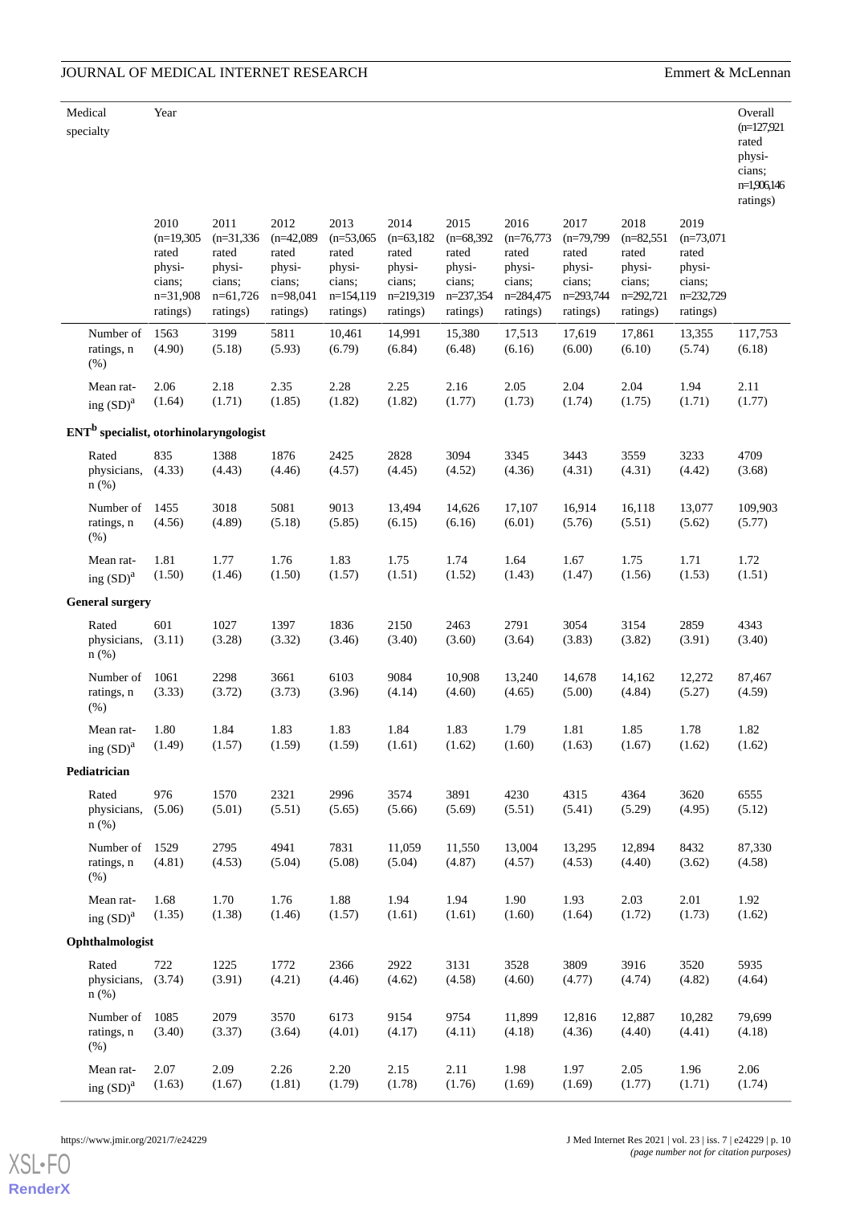| Medical specialty | Year | | | | | | | | | | Overall (n=127,921 rated physicians; n=1,906,146 ratings) |
|---|---|---|---|---|---|---|---|---|---|---|---|
| | 2010 (n=19,305 rated physicians; n=31,908 ratings) | 2011 (n=31,336 rated physicians; n=61,726 ratings) | 2012 (n=42,089 rated physicians; n=98,041 ratings) | 2013 (n=53,065 rated physicians; n=154,119 ratings) | 2014 (n=63,182 rated physicians; n=219,319 ratings) | 2015 (n=68,392 rated physicians; n=237,354 ratings) | 2016 (n=76,773 rated physicians; n=284,475 ratings) | 2017 (n=79,799 rated physicians; n=293,744 ratings) | 2018 (n=82,551 rated physicians; n=292,721 ratings) | 2019 (n=73,071 rated physicians; n=232,729 ratings) | |
| Number of ratings, n (%) | 1563 (4.90) | 3199 (5.18) | 5811 (5.93) | 10,461 (6.79) | 14,991 (6.84) | 15,380 (6.48) | 17,513 (6.16) | 17,619 (6.00) | 17,861 (6.10) | 13,355 (5.74) | 117,753 (6.18) |
| Mean rating (SD)[a] | 2.06 (1.64) | 2.18 (1.71) | 2.35 (1.85) | 2.28 (1.82) | 2.25 (1.82) | 2.16 (1.77) | 2.05 (1.73) | 2.04 (1.74) | 2.04 (1.75) | 1.94 (1.71) | 2.11 (1.77) |
| **ENT[b] specialist, otorhinolaryngologist** | | | | | | | | | | | |
| Rated physicians, n (%) | 835 (4.33) | 1388 (4.43) | 1876 (4.46) | 2425 (4.57) | 2828 (4.45) | 3094 (4.52) | 3345 (4.36) | 3443 (4.31) | 3559 (4.31) | 3233 (4.42) | 4709 (3.68) |
| Number of ratings, n (%) | 1455 (4.56) | 3018 (4.89) | 5081 (5.18) | 9013 (5.85) | 13,494 (6.15) | 14,626 (6.16) | 17,107 (6.01) | 16,914 (5.76) | 16,118 (5.51) | 13,077 (5.62) | 109,903 (5.77) |
| Mean rating (SD)[a] | 1.81 (1.50) | 1.77 (1.46) | 1.76 (1.50) | 1.83 (1.57) | 1.75 (1.51) | 1.74 (1.52) | 1.64 (1.43) | 1.67 (1.47) | 1.75 (1.56) | 1.71 (1.53) | 1.72 (1.51) |
| **General surgery** | | | | | | | | | | | |
| Rated physicians, n (%) | 601 (3.11) | 1027 (3.28) | 1397 (3.32) | 1836 (3.46) | 2150 (3.40) | 2463 (3.60) | 2791 (3.64) | 3054 (3.83) | 3154 (3.82) | 2859 (3.91) | 4343 (3.40) |
| Number of ratings, n (%) | 1061 (3.33) | 2298 (3.72) | 3661 (3.73) | 6103 (3.96) | 9084 (4.14) | 10,908 (4.60) | 13,240 (4.65) | 14,678 (5.00) | 14,162 (4.84) | 12,272 (5.27) | 87,467 (4.59) |
| Mean rating (SD)[a] | 1.80 (1.49) | 1.84 (1.57) | 1.83 (1.59) | 1.83 (1.59) | 1.84 (1.61) | 1.83 (1.62) | 1.79 (1.60) | 1.81 (1.63) | 1.85 (1.67) | 1.78 (1.62) | 1.82 (1.62) |
| **Pediatrician** | | | | | | | | | | | |
| Rated physicians, n (%) | 976 (5.06) | 1570 (5.01) | 2321 (5.51) | 2996 (5.65) | 3574 (5.66) | 3891 (5.69) | 4230 (5.51) | 4315 (5.41) | 4364 (5.29) | 3620 (4.95) | 6555 (5.12) |
| Number of ratings, n (%) | 1529 (4.81) | 2795 (4.53) | 4941 (5.04) | 7831 (5.08) | 11,059 (5.04) | 11,550 (4.87) | 13,004 (4.57) | 13,295 (4.53) | 12,894 (4.40) | 8432 (3.62) | 87,330 (4.58) |
| Mean rating (SD)[a] | 1.68 (1.35) | 1.70 (1.38) | 1.76 (1.46) | 1.88 (1.57) | 1.94 (1.61) | 1.94 (1.61) | 1.90 (1.60) | 1.93 (1.64) | 2.03 (1.72) | 2.01 (1.73) | 1.92 (1.62) |
| **Ophthalmologist** | | | | | | | | | | | |
| Rated physicians, n (%) | 722 (3.74) | 1225 (3.91) | 1772 (4.21) | 2366 (4.46) | 2922 (4.62) | 3131 (4.58) | 3528 (4.60) | 3809 (4.77) | 3916 (4.74) | 3520 (4.82) | 5935 (4.64) |
| Number of ratings, n (%) | 1085 (3.40) | 2079 (3.37) | 3570 (3.64) | 6173 (4.01) | 9154 (4.17) | 9754 (4.11) | 11,899 (4.18) | 12,816 (4.36) | 12,887 (4.40) | 10,282 (4.41) | 79,699 (4.18) |
| Mean rating (SD)[a] | 2.07 (1.63) | 2.09 (1.67) | 2.26 (1.81) | 2.20 (1.79) | 2.15 (1.78) | 2.11 (1.76) | 1.98 (1.69) | 1.97 (1.69) | 2.05 (1.77) | 1.96 (1.71) | 2.06 (1.74) |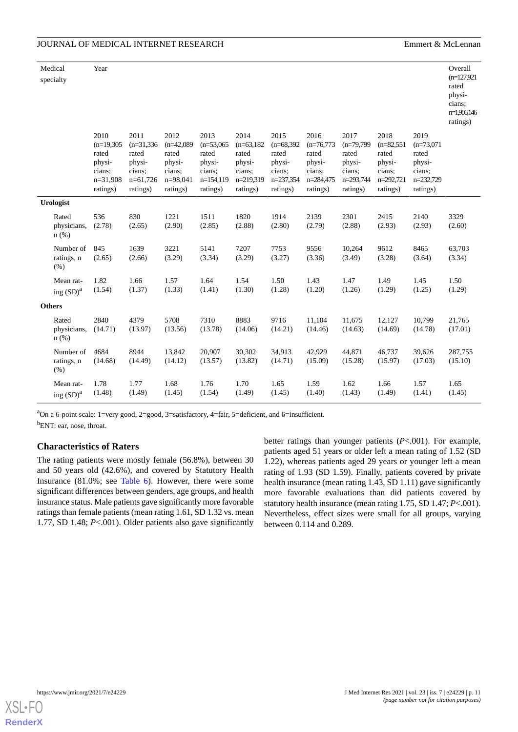| Medical specialty | Year | | | | | | | | | | Overall (n=127,921 rated physicians; n=1,906,146 ratings) |
|---|---|---|---|---|---|---|---|---|---|---|---|
| | 2010 (n=19,305 rated physicians; n=31,908 ratings) | 2011 (n=31,336 rated physicians; n=61,726 ratings) | 2012 (n=42,089 rated physicians; n=98,041 ratings) | 2013 (n=53,065 rated physicians; n=154,119 ratings) | 2014 (n=63,182 rated physicians; n=219,319 ratings) | 2015 (n=68,392 rated physicians; n=237,354 ratings) | 2016 (n=76,773 rated physicians; n=284,475 ratings) | 2017 (n=79,799 rated physicians; n=293,744 ratings) | 2018 (n=82,551 rated physicians; n=292,721 ratings) | 2019 (n=73,071 rated physicians; n=232,729 ratings) | |
| **Urologist** | | | | | | | | | | | |
| Rated physicians, n (%) | 536 (2.78) | 830 (2.65) | 1221 (2.90) | 1511 (2.85) | 1820 (2.88) | 1914 (2.80) | 2139 (2.79) | 2301 (2.88) | 2415 (2.93) | 2140 (2.93) | 3329 (2.60) |
| Number of ratings, n (%) | 845 (2.65) | 1639 (2.66) | 3221 (3.29) | 5141 (3.34) | 7207 (3.29) | 7753 (3.27) | 9556 (3.36) | 10,264 (3.49) | 9612 (3.28) | 8465 (3.64) | 63,703 (3.34) |
| Mean rating (SD)[a] | 1.82 (1.54) | 1.66 (1.37) | 1.57 (1.33) | 1.64 (1.41) | 1.54 (1.30) | 1.50 (1.28) | 1.43 (1.20) | 1.47 (1.26) | 1.49 (1.29) | 1.45 (1.25) | 1.50 (1.29) |
| **Others** | | | | | | | | | | | |
| Rated physicians, n (%) | 2840 (14.71) | 4379 (13.97) | 5708 (13.56) | 7310 (13.78) | 8883 (14.06) | 9716 (14.21) | 11,104 (14.46) | 11,675 (14.63) | 12,127 (14.69) | 10,799 (14.78) | 21,765 (17.01) |
| Number of ratings, n (%) | 4684 (14.68) | 8944 (14.49) | 13,842 (14.12) | 20,907 (13.57) | 30,302 (13.82) | 34,913 (14.71) | 42,929 (15.09) | 44,871 (15.28) | 46,737 (15.97) | 39,626 (17.03) | 287,755 (15.10) |
| Mean rating (SD)[a] | 1.78 (1.48) | 1.77 (1.49) | 1.68 (1.45) | 1.76 (1.54) | 1.70 (1.49) | 1.65 (1.45) | 1.59 (1.40) | 1.62 (1.43) | 1.66 (1.49) | 1.57 (1.41) | 1.65 (1.45) |

[a]On a 6-point scale: 1=very good, 2=good, 3=satisfactory, 4=fair, 5=deficient, and 6=insufficient.

[b]ENT: ear, nose, throat.

### Characteristics of Raters

The rating patients were mostly female (56.8%), between 30 and 50 years old (42.6%), and covered by Statutory Health Insurance (81.0%; see Table 6). However, there were some significant differences between genders, age groups, and health insurance status. Male patients gave significantly more favorable ratings than female patients (mean rating 1.61, SD 1.32 vs. mean 1.77, SD 1.48; *P*<.001). Older patients also gave significantly better ratings than younger patients (*P*<.001). For example, patients aged 51 years or older left a mean rating of 1.52 (SD 1.22), whereas patients aged 29 years or younger left a mean rating of 1.93 (SD 1.59). Finally, patients covered by private health insurance (mean rating 1.43, SD 1.11) gave significantly more favorable evaluations than did patients covered by statutory health insurance (mean rating 1.75, SD 1.47; *P*<.001). Nevertheless, effect sizes were small for all groups, varying between 0.114 and 0.289.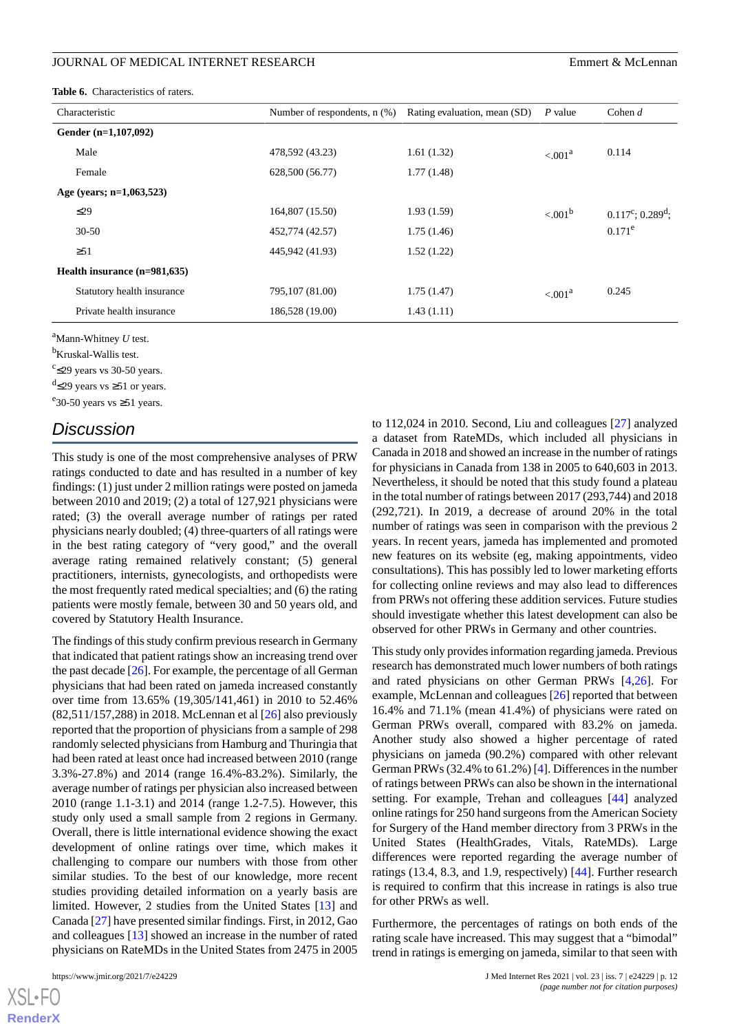**Table 6.** Characteristics of raters.

| Characteristic | Number of respondents, n (%) | Rating evaluation, mean (SD) | *P* value | Cohen *d* |
|---|---|---|---|---|
| **Gender (n=1,107,092)** | | | | |
| Male | 478,592 (43.23) | 1.61 (1.32) | <.001[a] | 0.114 |
| Female | 628,500 (56.77) | 1.77 (1.48) | | |
| **Age (years; n=1,063,523)** | | | | |
| ≤29 | 164,807 (15.50) | 1.93 (1.59) | <.001[b] | 0.117[c]; 0.289[d]; 0.171[e] |
| 30-50 | 452,774 (42.57) | 1.75 (1.46) | | |
| ≥51 | 445,942 (41.93) | 1.52 (1.22) | | |
| **Health insurance (n=981,635)** | | | | |
| Statutory health insurance | 795,107 (81.00) | 1.75 (1.47) | <.001[a] | 0.245 |
| Private health insurance | 186,528 (19.00) | 1.43 (1.11) | | |

[a]Mann-Whitney *U* test.

[b]Kruskal-Wallis test.

[c]≤29 years vs 30-50 years.

[d]≤29 years vs ≥51 or years.

[e]30-50 years vs ≥51 years.

## Discussion

This study is one of the most comprehensive analyses of PRW ratings conducted to date and has resulted in a number of key findings: (1) just under 2 million ratings were posted on jameda between 2010 and 2019; (2) a total of 127,921 physicians were rated; (3) the overall average number of ratings per rated physicians nearly doubled; (4) three-quarters of all ratings were in the best rating category of "very good," and the overall average rating remained relatively constant; (5) general practitioners, internists, gynecologists, and orthopedists were the most frequently rated medical specialties; and (6) the rating patients were mostly female, between 30 and 50 years old, and covered by Statutory Health Insurance.

The findings of this study confirm previous research in Germany that indicated that patient ratings show an increasing trend over the past decade [26]. For example, the percentage of all German physicians that had been rated on jameda increased constantly over time from 13.65% (19,305/141,461) in 2010 to 52.46% (82,511/157,288) in 2018. McLennan et al [26] also previously reported that the proportion of physicians from a sample of 298 randomly selected physicians from Hamburg and Thuringia that had been rated at least once had increased between 2010 (range 3.3%-27.8%) and 2014 (range 16.4%-83.2%). Similarly, the average number of ratings per physician also increased between 2010 (range 1.1-3.1) and 2014 (range 1.2-7.5). However, this study only used a small sample from 2 regions in Germany. Overall, there is little international evidence showing the exact development of online ratings over time, which makes it challenging to compare our numbers with those from other similar studies. To the best of our knowledge, more recent studies providing detailed information on a yearly basis are limited. However, 2 studies from the United States [13] and Canada [27] have presented similar findings. First, in 2012, Gao and colleagues [13] showed an increase in the number of rated physicians on RateMDs in the United States from 2475 in 2005 to 112,024 in 2010. Second, Liu and colleagues [27] analyzed a dataset from RateMDs, which included all physicians in Canada in 2018 and showed an increase in the number of ratings for physicians in Canada from 138 in 2005 to 640,603 in 2013. Nevertheless, it should be noted that this study found a plateau in the total number of ratings between 2017 (293,744) and 2018 (292,721). In 2019, a decrease of around 20% in the total number of ratings was seen in comparison with the previous 2 years. In recent years, jameda has implemented and promoted new features on its website (eg, making appointments, video consultations). This has possibly led to lower marketing efforts for collecting online reviews and may also lead to differences from PRWs not offering these addition services. Future studies should investigate whether this latest development can also be observed for other PRWs in Germany and other countries.

This study only provides information regarding jameda. Previous research has demonstrated much lower numbers of both ratings and rated physicians on other German PRWs [4,26]. For example, McLennan and colleagues [26] reported that between 16.4% and 71.1% (mean 41.4%) of physicians were rated on German PRWs overall, compared with 83.2% on jameda. Another study also showed a higher percentage of rated physicians on jameda (90.2%) compared with other relevant German PRWs (32.4% to 61.2%) [4]. Differences in the number of ratings between PRWs can also be shown in the international setting. For example, Trehan and colleagues [44] analyzed online ratings for 250 hand surgeons from the American Society for Surgery of the Hand member directory from 3 PRWs in the United States (HealthGrades, Vitals, RateMDs). Large differences were reported regarding the average number of ratings (13.4, 8.3, and 1.9, respectively) [44]. Further research is required to confirm that this increase in ratings is also true for other PRWs as well.

Furthermore, the percentages of ratings on both ends of the rating scale have increased. This may suggest that a "bimodal" trend in ratings is emerging on jameda, similar to that seen with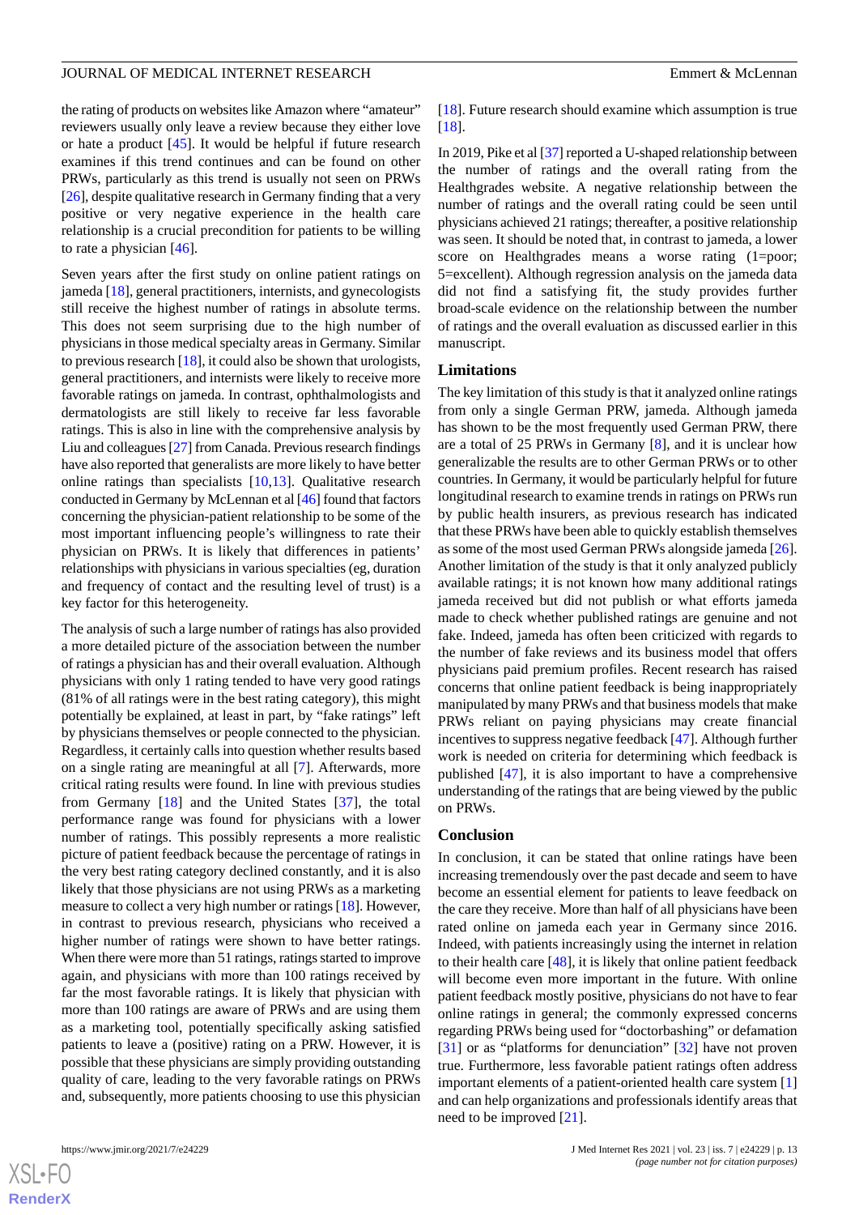the rating of products on websites like Amazon where "amateur" reviewers usually only leave a review because they either love or hate a product [45]. It would be helpful if future research examines if this trend continues and can be found on other PRWs, particularly as this trend is usually not seen on PRWs [26], despite qualitative research in Germany finding that a very positive or very negative experience in the health care relationship is a crucial precondition for patients to be willing to rate a physician [46].

Seven years after the first study on online patient ratings on jameda [18], general practitioners, internists, and gynecologists still receive the highest number of ratings in absolute terms. This does not seem surprising due to the high number of physicians in those medical specialty areas in Germany. Similar to previous research [18], it could also be shown that urologists, general practitioners, and internists were likely to receive more favorable ratings on jameda. In contrast, ophthalmologists and dermatologists are still likely to receive far less favorable ratings. This is also in line with the comprehensive analysis by Liu and colleagues [27] from Canada. Previous research findings have also reported that generalists are more likely to have better online ratings than specialists [10,13]. Qualitative research conducted in Germany by McLennan et al [46] found that factors concerning the physician-patient relationship to be some of the most important influencing people's willingness to rate their physician on PRWs. It is likely that differences in patients' relationships with physicians in various specialties (eg, duration and frequency of contact and the resulting level of trust) is a key factor for this heterogeneity.

The analysis of such a large number of ratings has also provided a more detailed picture of the association between the number of ratings a physician has and their overall evaluation. Although physicians with only 1 rating tended to have very good ratings (81% of all ratings were in the best rating category), this might potentially be explained, at least in part, by "fake ratings" left by physicians themselves or people connected to the physician. Regardless, it certainly calls into question whether results based on a single rating are meaningful at all [7]. Afterwards, more critical rating results were found. In line with previous studies from Germany [18] and the United States [37], the total performance range was found for physicians with a lower number of ratings. This possibly represents a more realistic picture of patient feedback because the percentage of ratings in the very best rating category declined constantly, and it is also likely that those physicians are not using PRWs as a marketing measure to collect a very high number or ratings [18]. However, in contrast to previous research, physicians who received a higher number of ratings were shown to have better ratings. When there were more than 51 ratings, ratings started to improve again, and physicians with more than 100 ratings received by far the most favorable ratings. It is likely that physician with more than 100 ratings are aware of PRWs and are using them as a marketing tool, potentially specifically asking satisfied patients to leave a (positive) rating on a PRW. However, it is possible that these physicians are simply providing outstanding quality of care, leading to the very favorable ratings on PRWs and, subsequently, more patients choosing to use this physician [18]. Future research should examine which assumption is true [18].

In 2019, Pike et al [37] reported a U-shaped relationship between the number of ratings and the overall rating from the Healthgrades website. A negative relationship between the number of ratings and the overall rating could be seen until physicians achieved 21 ratings; thereafter, a positive relationship was seen. It should be noted that, in contrast to jameda, a lower score on Healthgrades means a worse rating (1=poor; 5=excellent). Although regression analysis on the jameda data did not find a satisfying fit, the study provides further broad-scale evidence on the relationship between the number of ratings and the overall evaluation as discussed earlier in this manuscript.

### Limitations

The key limitation of this study is that it analyzed online ratings from only a single German PRW, jameda. Although jameda has shown to be the most frequently used German PRW, there are a total of 25 PRWs in Germany [8], and it is unclear how generalizable the results are to other German PRWs or to other countries. In Germany, it would be particularly helpful for future longitudinal research to examine trends in ratings on PRWs run by public health insurers, as previous research has indicated that these PRWs have been able to quickly establish themselves as some of the most used German PRWs alongside jameda [26]. Another limitation of the study is that it only analyzed publicly available ratings; it is not known how many additional ratings jameda received but did not publish or what efforts jameda made to check whether published ratings are genuine and not fake. Indeed, jameda has often been criticized with regards to the number of fake reviews and its business model that offers physicians paid premium profiles. Recent research has raised concerns that online patient feedback is being inappropriately manipulated by many PRWs and that business models that make PRWs reliant on paying physicians may create financial incentives to suppress negative feedback [47]. Although further work is needed on criteria for determining which feedback is published [47], it is also important to have a comprehensive understanding of the ratings that are being viewed by the public on PRWs.

### Conclusion

In conclusion, it can be stated that online ratings have been increasing tremendously over the past decade and seem to have become an essential element for patients to leave feedback on the care they receive. More than half of all physicians have been rated online on jameda each year in Germany since 2016. Indeed, with patients increasingly using the internet in relation to their health care [48], it is likely that online patient feedback will become even more important in the future. With online patient feedback mostly positive, physicians do not have to fear online ratings in general; the commonly expressed concerns regarding PRWs being used for "doctorbashing" or defamation [31] or as "platforms for denunciation" [32] have not proven true. Furthermore, less favorable patient ratings often address important elements of a patient-oriented health care system [1] and can help organizations and professionals identify areas that need to be improved [21].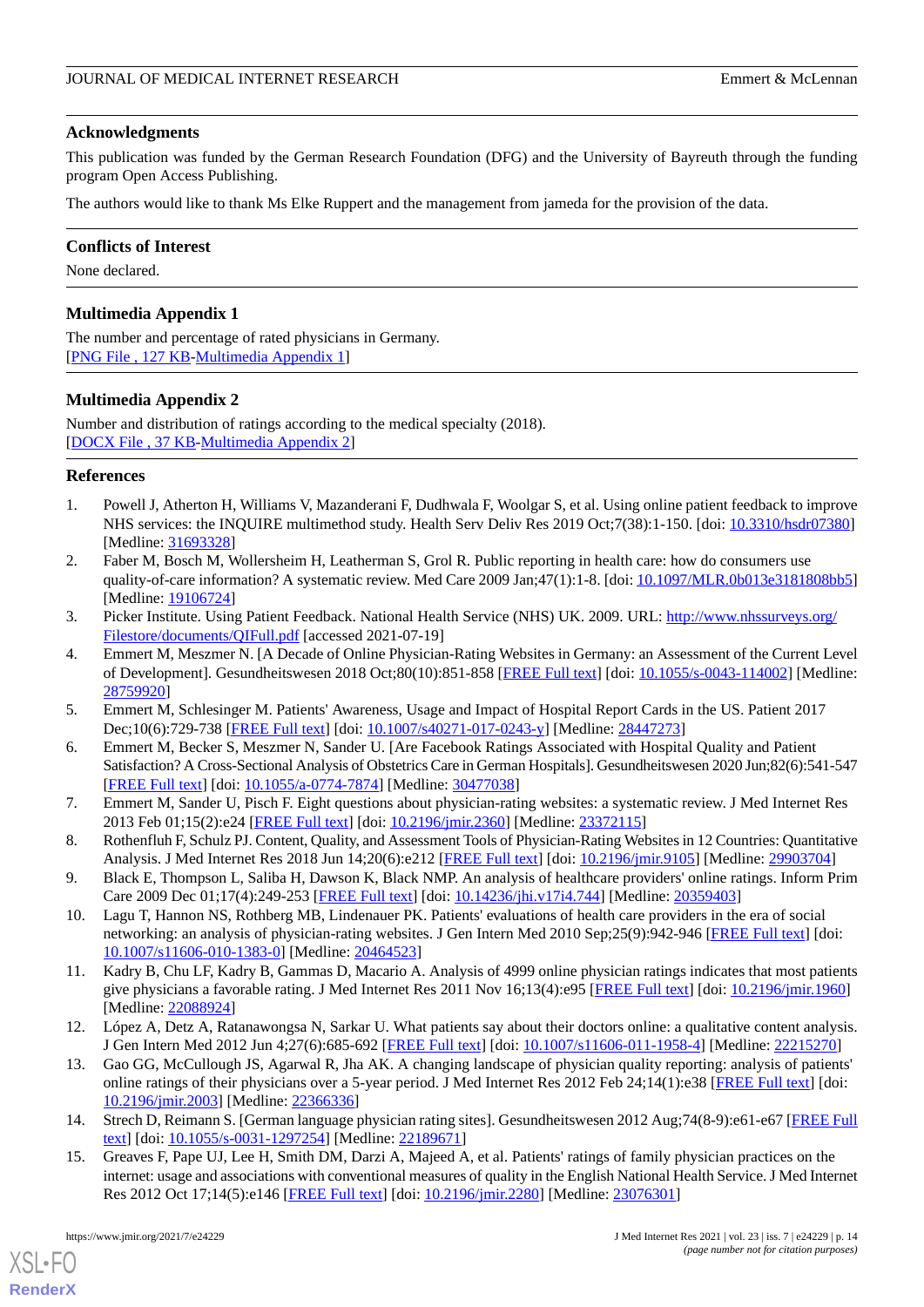## Acknowledgments

This publication was funded by the German Research Foundation (DFG) and the University of Bayreuth through the funding program Open Access Publishing.

The authors would like to thank Ms Elke Ruppert and the management from jameda for the provision of the data.

## Conflicts of Interest

None declared.

## Multimedia Appendix 1

The number and percentage of rated physicians in Germany.
[PNG File , 127 KB-Multimedia Appendix 1]

## Multimedia Appendix 2

Number and distribution of ratings according to the medical specialty (2018).
[DOCX File , 37 KB-Multimedia Appendix 2]

## References

1. Powell J, Atherton H, Williams V, Mazanderani F, Dudhwala F, Woolgar S, et al. Using online patient feedback to improve NHS services: the INQUIRE multimethod study. Health Serv Deliv Res 2019 Oct;7(38):1-150. [doi: 10.3310/hsdr07380] [Medline: 31693328]
2. Faber M, Bosch M, Wollersheim H, Leatherman S, Grol R. Public reporting in health care: how do consumers use quality-of-care information? A systematic review. Med Care 2009 Jan;47(1):1-8. [doi: 10.1097/MLR.0b013e3181808bb5] [Medline: 19106724]
3. Picker Institute. Using Patient Feedback. National Health Service (NHS) UK. 2009. URL: http://www.nhssurveys.org/Filestore/documents/QIFull.pdf [accessed 2021-07-19]
4. Emmert M, Meszmer N. [A Decade of Online Physician-Rating Websites in Germany: an Assessment of the Current Level of Development]. Gesundheitswesen 2018 Oct;80(10):851-858 [FREE Full text] [doi: 10.1055/s-0043-114002] [Medline: 28759920]
5. Emmert M, Schlesinger M. Patients' Awareness, Usage and Impact of Hospital Report Cards in the US. Patient 2017 Dec;10(6):729-738 [FREE Full text] [doi: 10.1007/s40271-017-0243-y] [Medline: 28447273]
6. Emmert M, Becker S, Meszmer N, Sander U. [Are Facebook Ratings Associated with Hospital Quality and Patient Satisfaction? A Cross-Sectional Analysis of Obstetrics Care in German Hospitals]. Gesundheitswesen 2020 Jun;82(6):541-547 [FREE Full text] [doi: 10.1055/a-0774-7874] [Medline: 30477038]
7. Emmert M, Sander U, Pisch F. Eight questions about physician-rating websites: a systematic review. J Med Internet Res 2013 Feb 01;15(2):e24 [FREE Full text] [doi: 10.2196/jmir.2360] [Medline: 23372115]
8. Rothenfluh F, Schulz PJ. Content, Quality, and Assessment Tools of Physician-Rating Websites in 12 Countries: Quantitative Analysis. J Med Internet Res 2018 Jun 14;20(6):e212 [FREE Full text] [doi: 10.2196/jmir.9105] [Medline: 29903704]
9. Black E, Thompson L, Saliba H, Dawson K, Black NMP. An analysis of healthcare providers' online ratings. Inform Prim Care 2009 Dec 01;17(4):249-253 [FREE Full text] [doi: 10.14236/jhi.v17i4.744] [Medline: 20359403]
10. Lagu T, Hannon NS, Rothberg MB, Lindenauer PK. Patients' evaluations of health care providers in the era of social networking: an analysis of physician-rating websites. J Gen Intern Med 2010 Sep;25(9):942-946 [FREE Full text] [doi: 10.1007/s11606-010-1383-0] [Medline: 20464523]
11. Kadry B, Chu LF, Kadry B, Gammas D, Macario A. Analysis of 4999 online physician ratings indicates that most patients give physicians a favorable rating. J Med Internet Res 2011 Nov 16;13(4):e95 [FREE Full text] [doi: 10.2196/jmir.1960] [Medline: 22088924]
12. López A, Detz A, Ratanawongsa N, Sarkar U. What patients say about their doctors online: a qualitative content analysis. J Gen Intern Med 2012 Jun 4;27(6):685-692 [FREE Full text] [doi: 10.1007/s11606-011-1958-4] [Medline: 22215270]
13. Gao GG, McCullough JS, Agarwal R, Jha AK. A changing landscape of physician quality reporting: analysis of patients' online ratings of their physicians over a 5-year period. J Med Internet Res 2012 Feb 24;14(1):e38 [FREE Full text] [doi: 10.2196/jmir.2003] [Medline: 22366336]
14. Strech D, Reimann S. [German language physician rating sites]. Gesundheitswesen 2012 Aug;74(8-9):e61-e67 [FREE Full text] [doi: 10.1055/s-0031-1297254] [Medline: 22189671]
15. Greaves F, Pape UJ, Lee H, Smith DM, Darzi A, Majeed A, et al. Patients' ratings of family physician practices on the internet: usage and associations with conventional measures of quality in the English National Health Service. J Med Internet Res 2012 Oct 17;14(5):e146 [FREE Full text] [doi: 10.2196/jmir.2280] [Medline: 23076301]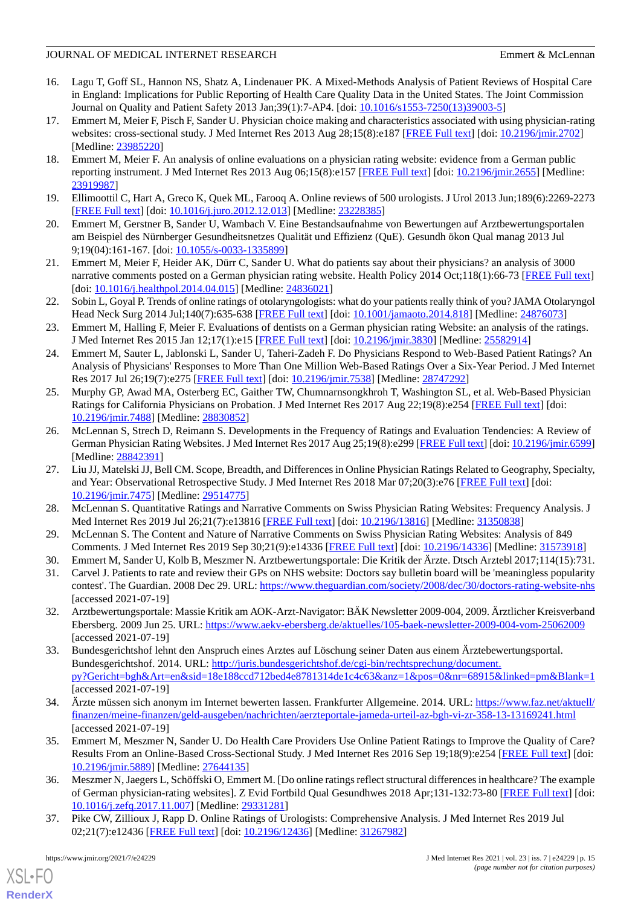16. Lagu T, Goff SL, Hannon NS, Shatz A, Lindenauer PK. A Mixed-Methods Analysis of Patient Reviews of Hospital Care in England: Implications for Public Reporting of Health Care Quality Data in the United States. The Joint Commission Journal on Quality and Patient Safety 2013 Jan;39(1):7-AP4. [doi: 10.1016/s1553-7250(13)39003-5]
17. Emmert M, Meier F, Pisch F, Sander U. Physician choice making and characteristics associated with using physician-rating websites: cross-sectional study. J Med Internet Res 2013 Aug 28;15(8):e187 [FREE Full text] [doi: 10.2196/jmir.2702] [Medline: 23985220]
18. Emmert M, Meier F. An analysis of online evaluations on a physician rating website: evidence from a German public reporting instrument. J Med Internet Res 2013 Aug 06;15(8):e157 [FREE Full text] [doi: 10.2196/jmir.2655] [Medline: 23919987]
19. Ellimoottil C, Hart A, Greco K, Quek ML, Farooq A. Online reviews of 500 urologists. J Urol 2013 Jun;189(6):2269-2273 [FREE Full text] [doi: 10.1016/j.juro.2012.12.013] [Medline: 23228385]
20. Emmert M, Gerstner B, Sander U, Wambach V. Eine Bestandsaufnahme von Bewertungen auf Arztbewertungsportalen am Beispiel des Nürnberger Gesundheitsnetzes Qualität und Effizienz (QuE). Gesundh ökon Qual manag 2013 Jul 9;19(04):161-167. [doi: 10.1055/s-0033-1335899]
21. Emmert M, Meier F, Heider AK, Dürr C, Sander U. What do patients say about their physicians? an analysis of 3000 narrative comments posted on a German physician rating website. Health Policy 2014 Oct;118(1):66-73 [FREE Full text] [doi: 10.1016/j.healthpol.2014.04.015] [Medline: 24836021]
22. Sobin L, Goyal P. Trends of online ratings of otolaryngologists: what do your patients really think of you? JAMA Otolaryngol Head Neck Surg 2014 Jul;140(7):635-638 [FREE Full text] [doi: 10.1001/jamaoto.2014.818] [Medline: 24876073]
23. Emmert M, Halling F, Meier F. Evaluations of dentists on a German physician rating Website: an analysis of the ratings. J Med Internet Res 2015 Jan 12;17(1):e15 [FREE Full text] [doi: 10.2196/jmir.3830] [Medline: 25582914]
24. Emmert M, Sauter L, Jablonski L, Sander U, Taheri-Zadeh F. Do Physicians Respond to Web-Based Patient Ratings? An Analysis of Physicians' Responses to More Than One Million Web-Based Ratings Over a Six-Year Period. J Med Internet Res 2017 Jul 26;19(7):e275 [FREE Full text] [doi: 10.2196/jmir.7538] [Medline: 28747292]
25. Murphy GP, Awad MA, Osterberg EC, Gaither TW, Chumnarnsongkhroh T, Washington SL, et al. Web-Based Physician Ratings for California Physicians on Probation. J Med Internet Res 2017 Aug 22;19(8):e254 [FREE Full text] [doi: 10.2196/jmir.7488] [Medline: 28830852]
26. McLennan S, Strech D, Reimann S. Developments in the Frequency of Ratings and Evaluation Tendencies: A Review of German Physician Rating Websites. J Med Internet Res 2017 Aug 25;19(8):e299 [FREE Full text] [doi: 10.2196/jmir.6599] [Medline: 28842391]
27. Liu JJ, Matelski JJ, Bell CM. Scope, Breadth, and Differences in Online Physician Ratings Related to Geography, Specialty, and Year: Observational Retrospective Study. J Med Internet Res 2018 Mar 07;20(3):e76 [FREE Full text] [doi: 10.2196/jmir.7475] [Medline: 29514775]
28. McLennan S. Quantitative Ratings and Narrative Comments on Swiss Physician Rating Websites: Frequency Analysis. J Med Internet Res 2019 Jul 26;21(7):e13816 [FREE Full text] [doi: 10.2196/13816] [Medline: 31350838]
29. McLennan S. The Content and Nature of Narrative Comments on Swiss Physician Rating Websites: Analysis of 849 Comments. J Med Internet Res 2019 Sep 30;21(9):e14336 [FREE Full text] [doi: 10.2196/14336] [Medline: 31573918]
30. Emmert M, Sander U, Kolb B, Meszmer N. Arztbewertungsportale: Die Kritik der Ärzte. Dtsch Arztebl 2017;114(15):731.
31. Carvel J. Patients to rate and review their GPs on NHS website: Doctors say bulletin board will be 'meaningless popularity contest'. The Guardian. 2008 Dec 29. URL: https://www.theguardian.com/society/2008/dec/30/doctors-rating-website-nhs [accessed 2021-07-19]
32. Arztbewertungsportale: Massie Kritik am AOK-Arzt-Navigator: BÄK Newsletter 2009-004, 2009. Ärztlicher Kreisverband Ebersberg. 2009 Jun 25. URL: https://www.aekv-ebersberg.de/aktuelles/105-baek-newsletter-2009-004-vom-25062009 [accessed 2021-07-19]
33. Bundesgerichtshof lehnt den Anspruch eines Arztes auf Löschung seiner Daten aus einem Ärztebewertungsportal. Bundesgerichtshof. 2014. URL: http://juris.bundesgerichtshof.de/cgi-bin/rechtsprechung/document.py?Gericht=bgh&Art=en&sid=18e188ccd712bed4e8781314de1c4c63&anz=1&pos=0&nr=68915&linked=pm&Blank=1 [accessed 2021-07-19]
34. Ärzte müssen sich anonym im Internet bewerten lassen. Frankfurter Allgemeine. 2014. URL: https://www.faz.net/aktuell/finanzen/meine-finanzen/geld-ausgeben/nachrichten/aerzteportale-jameda-urteil-az-bgh-vi-zr-358-13-13169241.html [accessed 2021-07-19]
35. Emmert M, Meszmer N, Sander U. Do Health Care Providers Use Online Patient Ratings to Improve the Quality of Care? Results From an Online-Based Cross-Sectional Study. J Med Internet Res 2016 Sep 19;18(9):e254 [FREE Full text] [doi: 10.2196/jmir.5889] [Medline: 27644135]
36. Meszmer N, Jaegers L, Schöffski O, Emmert M. [Do online ratings reflect structural differences in healthcare? The example of German physician-rating websites]. Z Evid Fortbild Qual Gesundhwes 2018 Apr;131-132:73-80 [FREE Full text] [doi: 10.1016/j.zefq.2017.11.007] [Medline: 29331281]
37. Pike CW, Zillioux J, Rapp D. Online Ratings of Urologists: Comprehensive Analysis. J Med Internet Res 2019 Jul 02;21(7):e12436 [FREE Full text] [doi: 10.2196/12436] [Medline: 31267982]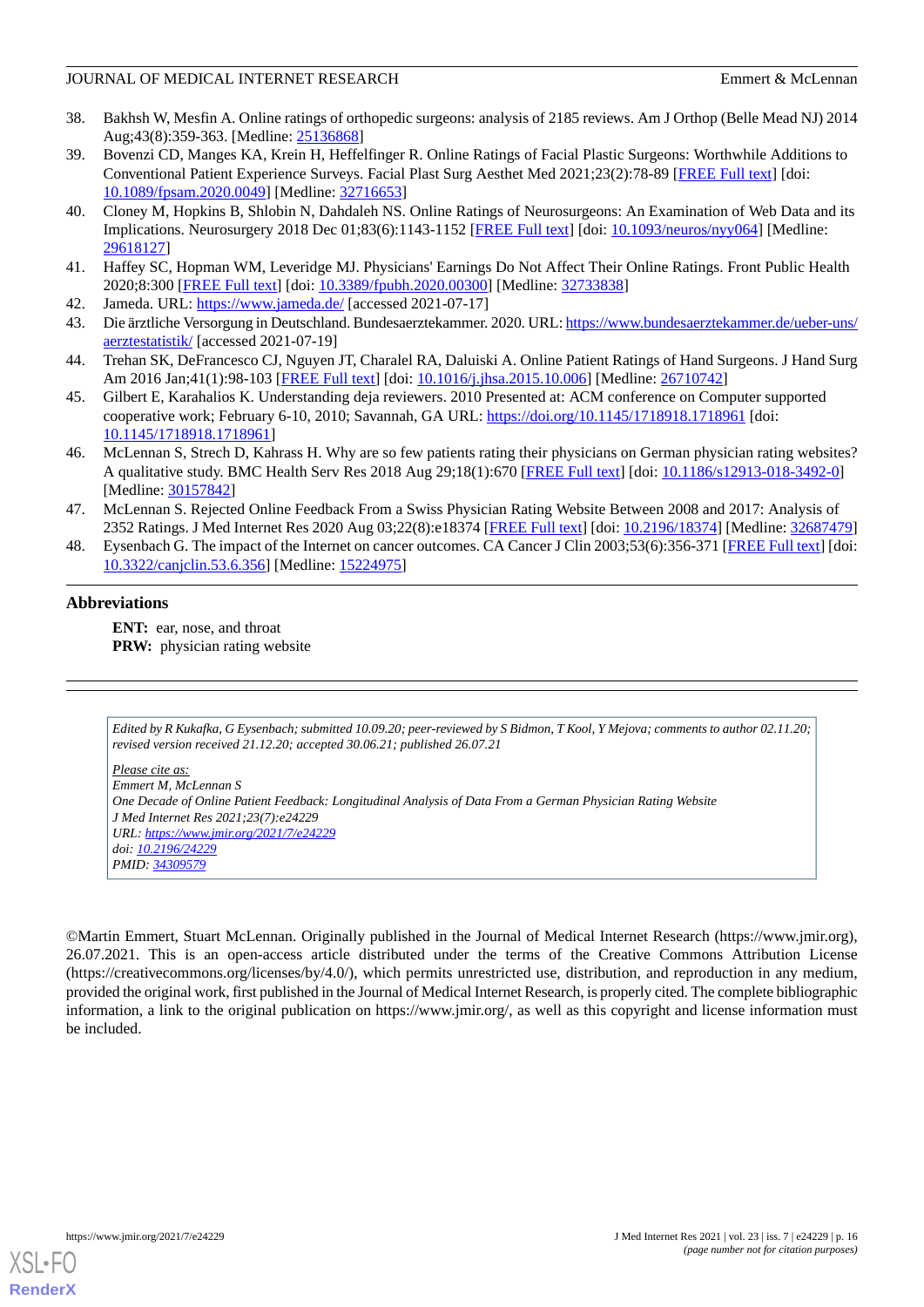38. Bakhsh W, Mesfin A. Online ratings of orthopedic surgeons: analysis of 2185 reviews. Am J Orthop (Belle Mead NJ) 2014 Aug;43(8):359-363. [Medline: 25136868]
39. Bovenzi CD, Manges KA, Krein H, Heffelfinger R. Online Ratings of Facial Plastic Surgeons: Worthwhile Additions to Conventional Patient Experience Surveys. Facial Plast Surg Aesthet Med 2021;23(2):78-89 [FREE Full text] [doi: 10.1089/fpsam.2020.0049] [Medline: 32716653]
40. Cloney M, Hopkins B, Shlobin N, Dahdaleh NS. Online Ratings of Neurosurgeons: An Examination of Web Data and its Implications. Neurosurgery 2018 Dec 01;83(6):1143-1152 [FREE Full text] [doi: 10.1093/neuros/nyy064] [Medline: 29618127]
41. Haffey SC, Hopman WM, Leveridge MJ. Physicians' Earnings Do Not Affect Their Online Ratings. Front Public Health 2020;8:300 [FREE Full text] [doi: 10.3389/fpubh.2020.00300] [Medline: 32733838]
42. Jameda. URL: https://www.jameda.de/ [accessed 2021-07-17]
43. Die ärztliche Versorgung in Deutschland. Bundesaerztekammer. 2020. URL: https://www.bundesaerztekammer.de/ueber-uns/aerztestatistik/ [accessed 2021-07-19]
44. Trehan SK, DeFrancesco CJ, Nguyen JT, Charalel RA, Daluiski A. Online Patient Ratings of Hand Surgeons. J Hand Surg Am 2016 Jan;41(1):98-103 [FREE Full text] [doi: 10.1016/j.jhsa.2015.10.006] [Medline: 26710742]
45. Gilbert E, Karahalios K. Understanding deja reviewers. 2010 Presented at: ACM conference on Computer supported cooperative work; February 6-10, 2010; Savannah, GA URL: https://doi.org/10.1145/1718918.1718961 [doi: 10.1145/1718918.1718961]
46. McLennan S, Strech D, Kahrass H. Why are so few patients rating their physicians on German physician rating websites? A qualitative study. BMC Health Serv Res 2018 Aug 29;18(1):670 [FREE Full text] [doi: 10.1186/s12913-018-3492-0] [Medline: 30157842]
47. McLennan S. Rejected Online Feedback From a Swiss Physician Rating Website Between 2008 and 2017: Analysis of 2352 Ratings. J Med Internet Res 2020 Aug 03;22(8):e18374 [FREE Full text] [doi: 10.2196/18374] [Medline: 32687479]
48. Eysenbach G. The impact of the Internet on cancer outcomes. CA Cancer J Clin 2003;53(6):356-371 [FREE Full text] [doi: 10.3322/canjclin.53.6.356] [Medline: 15224975]

## Abbreviations

**ENT:** ear, nose, and throat
**PRW:** physician rating website

*Edited by R Kukafka, G Eysenbach; submitted 10.09.20; peer-reviewed by S Bidmon, T Kool, Y Mejova; comments to author 02.11.20; revised version received 21.12.20; accepted 30.06.21; published 26.07.21*

*Please cite as:*
*Emmert M, McLennan S*
*One Decade of Online Patient Feedback: Longitudinal Analysis of Data From a German Physician Rating Website*
*J Med Internet Res 2021;23(7):e24229*
*URL: https://www.jmir.org/2021/7/e24229*
*doi: 10.2196/24229*
*PMID: 34309579*

©Martin Emmert, Stuart McLennan. Originally published in the Journal of Medical Internet Research (https://www.jmir.org), 26.07.2021. This is an open-access article distributed under the terms of the Creative Commons Attribution License (https://creativecommons.org/licenses/by/4.0/), which permits unrestricted use, distribution, and reproduction in any medium, provided the original work, first published in the Journal of Medical Internet Research, is properly cited. The complete bibliographic information, a link to the original publication on https://www.jmir.org/, as well as this copyright and license information must be included.